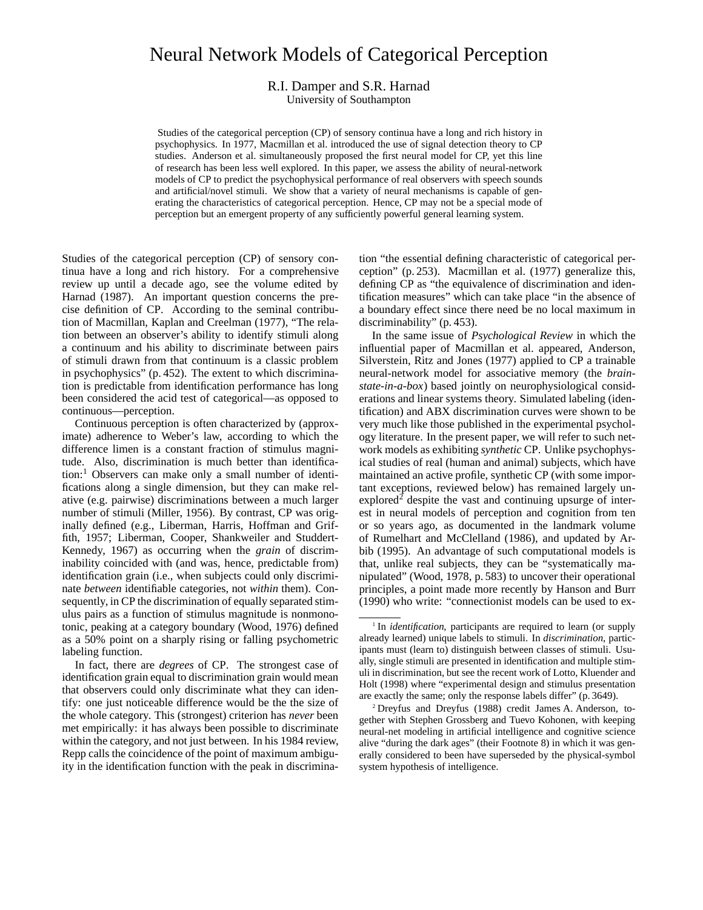# Neural Network Models of Categorical Perception

R.I. Damper and S.R. Harnad
University of Southampton

Studies of the categorical perception (CP) of sensory continua have a long and rich history in psychophysics. In 1977, Macmillan et al. introduced the use of signal detection theory to CP studies. Anderson et al. simultaneously proposed the first neural model for CP, yet this line of research has been less well explored. In this paper, we assess the ability of neural-network models of CP to predict the psychophysical performance of real observers with speech sounds and artificial/novel stimuli. We show that a variety of neural mechanisms is capable of generating the characteristics of categorical perception. Hence, CP may not be a special mode of perception but an emergent property of any sufficiently powerful general learning system.

Studies of the categorical perception (CP) of sensory continua have a long and rich history. For a comprehensive review up until a decade ago, see the volume edited by Harnad (1987). An important question concerns the precise definition of CP. According to the seminal contribution of Macmillan, Kaplan and Creelman (1977), "The relation between an observer's ability to identify stimuli along a continuum and his ability to discriminate between pairs of stimuli drawn from that continuum is a classic problem in psychophysics" (p. 452). The extent to which discrimination is predictable from identification performance has long been considered the acid test of categorical—as opposed to continuous—perception.

Continuous perception is often characterized by (approximate) adherence to Weber's law, according to which the difference limen is a constant fraction of stimulus magnitude. Also, discrimination is much better than identification:[1] Observers can make only a small number of identifications along a single dimension, but they can make relative (e.g. pairwise) discriminations between a much larger number of stimuli (Miller, 1956). By contrast, CP was originally defined (e.g., Liberman, Harris, Hoffman and Griffith, 1957; Liberman, Cooper, Shankweiler and Studdert-Kennedy, 1967) as occurring when the *grain* of discriminability coincided with (and was, hence, predictable from) identification grain (i.e., when subjects could only discriminate *between* identifiable categories, not *within* them). Consequently, in CP the discrimination of equally separated stimulus pairs as a function of stimulus magnitude is nonmonotonic, peaking at a category boundary (Wood, 1976) defined as a 50% point on a sharply rising or falling psychometric labeling function.

In fact, there are *degrees* of CP. The strongest case of identification grain equal to discrimination grain would mean that observers could only discriminate what they can identify: one just noticeable difference would be the the size of the whole category. This (strongest) criterion has *never* been met empirically: it has always been possible to discriminate within the category, and not just between. In his 1984 review, Repp calls the coincidence of the point of maximum ambiguity in the identification function with the peak in discrimination "the essential defining characteristic of categorical perception" (p. 253). Macmillan et al. (1977) generalize this, defining CP as "the equivalence of discrimination and identification measures" which can take place "in the absence of a boundary effect since there need be no local maximum in discriminability" (p. 453).

In the same issue of *Psychological Review* in which the influential paper of Macmillan et al. appeared, Anderson, Silverstein, Ritz and Jones (1977) applied to CP a trainable neural-network model for associative memory (the *brain-state-in-a-box*) based jointly on neurophysiological considerations and linear systems theory. Simulated labeling (identification) and ABX discrimination curves were shown to be very much like those published in the experimental psychology literature. In the present paper, we will refer to such network models as exhibiting *synthetic* CP. Unlike psychophysical studies of real (human and animal) subjects, which have maintained an active profile, synthetic CP (with some important exceptions, reviewed below) has remained largely unexplored[2] despite the vast and continuing upsurge of interest in neural models of perception and cognition from ten or so years ago, as documented in the landmark volume of Rumelhart and McClelland (1986), and updated by Arbib (1995). An advantage of such computational models is that, unlike real subjects, they can be "systematically manipulated" (Wood, 1978, p. 583) to uncover their operational principles, a point made more recently by Hanson and Burr (1990) who write: "connectionist models can be used to ex-

[1] In *identification*, participants are required to learn (or supply already learned) unique labels to stimuli. In *discrimination*, participants must (learn to) distinguish between classes of stimuli. Usually, single stimuli are presented in identification and multiple stimuli in discrimination, but see the recent work of Lotto, Kluender and Holt (1998) where "experimental design and stimulus presentation are exactly the same; only the response labels differ" (p. 3649).

[2] Dreyfus and Dreyfus (1988) credit James A. Anderson, together with Stephen Grossberg and Tuevo Kohonen, with keeping neural-net modeling in artificial intelligence and cognitive science alive "during the dark ages" (their Footnote 8) in which it was generally considered to been have superseded by the physical-symbol system hypothesis of intelligence.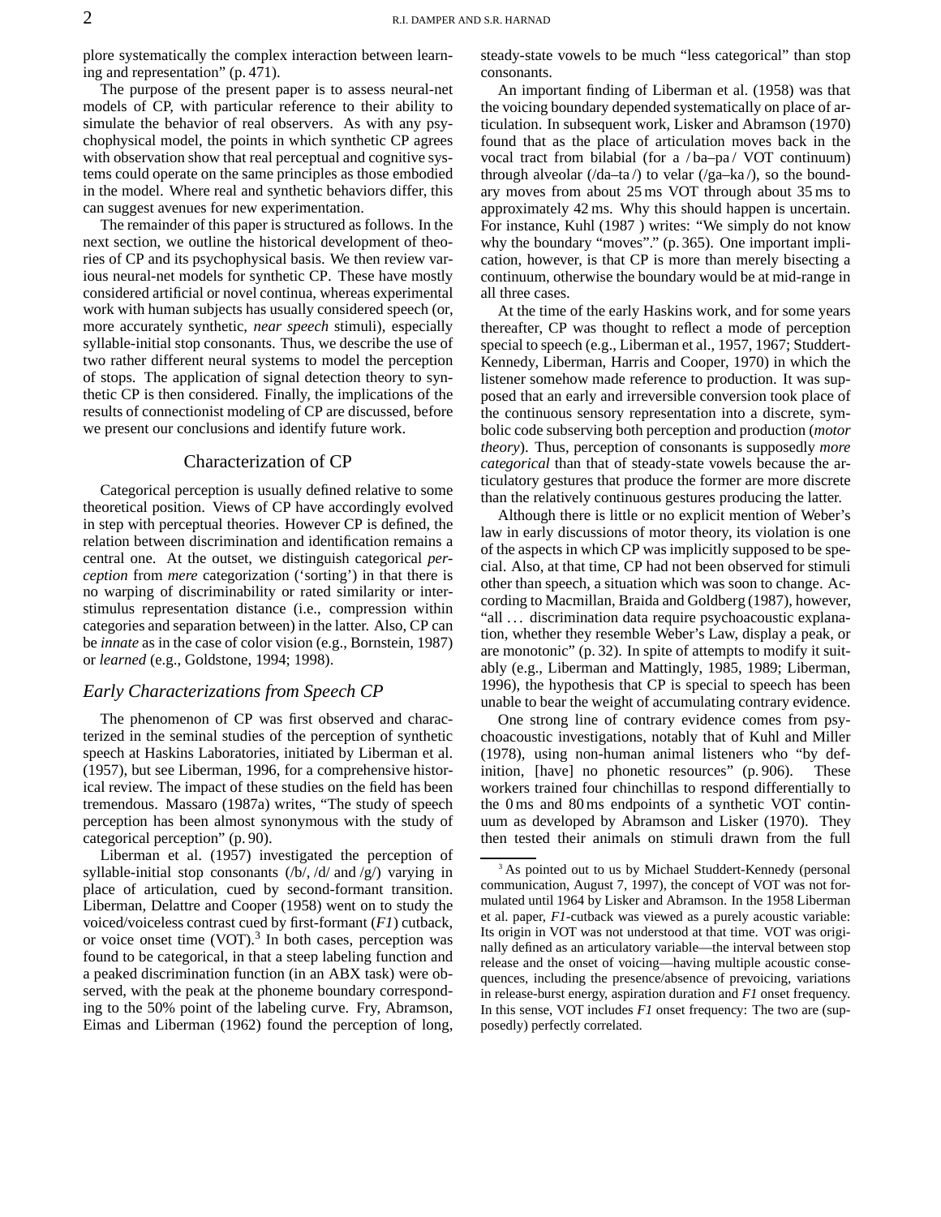plore systematically the complex interaction between learning and representation" (p. 471).

The purpose of the present paper is to assess neural-net models of CP, with particular reference to their ability to simulate the behavior of real observers. As with any psychophysical model, the points in which synthetic CP agrees with observation show that real perceptual and cognitive systems could operate on the same principles as those embodied in the model. Where real and synthetic behaviors differ, this can suggest avenues for new experimentation.

The remainder of this paper is structured as follows. In the next section, we outline the historical development of theories of CP and its psychophysical basis. We then review various neural-net models for synthetic CP. These have mostly considered artificial or novel continua, whereas experimental work with human subjects has usually considered speech (or, more accurately synthetic, *near speech* stimuli), especially syllable-initial stop consonants. Thus, we describe the use of two rather different neural systems to model the perception of stops. The application of signal detection theory to synthetic CP is then considered. Finally, the implications of the results of connectionist modeling of CP are discussed, before we present our conclusions and identify future work.

## Characterization of CP

Categorical perception is usually defined relative to some theoretical position. Views of CP have accordingly evolved in step with perceptual theories. However CP is defined, the relation between discrimination and identification remains a central one. At the outset, we distinguish categorical *perception* from *mere* categorization ('sorting') in that there is no warping of discriminability or rated similarity or interstimulus representation distance (i.e., compression within categories and separation between) in the latter. Also, CP can be *innate* as in the case of color vision (e.g., Bornstein, 1987) or *learned* (e.g., Goldstone, 1994; 1998).

### *Early Characterizations from Speech CP*

The phenomenon of CP was first observed and characterized in the seminal studies of the perception of synthetic speech at Haskins Laboratories, initiated by Liberman et al. (1957), but see Liberman, 1996, for a comprehensive historical review. The impact of these studies on the field has been tremendous. Massaro (1987a) writes, "The study of speech perception has been almost synonymous with the study of categorical perception" (p. 90).

Liberman et al. (1957) investigated the perception of syllable-initial stop consonants (/b/, /d/ and /g/) varying in place of articulation, cued by second-formant transition. Liberman, Delattre and Cooper (1958) went on to study the voiced/voiceless contrast cued by first-formant (*F1*) cutback, or voice onset time (VOT).[3] In both cases, perception was found to be categorical, in that a steep labeling function and a peaked discrimination function (in an ABX task) were observed, with the peak at the phoneme boundary corresponding to the 50% point of the labeling curve. Fry, Abramson, Eimas and Liberman (1962) found the perception of long, steady-state vowels to be much "less categorical" than stop consonants.

An important finding of Liberman et al. (1958) was that the voicing boundary depended systematically on place of articulation. In subsequent work, Lisker and Abramson (1970) found that as the place of articulation moves back in the vocal tract from bilabial (for a /ba–pa/ VOT continuum) through alveolar (/da–ta/) to velar (/ga–ka/), so the boundary moves from about 25 ms VOT through about 35 ms to approximately 42 ms. Why this should happen is uncertain. For instance, Kuhl (1987 ) writes: "We simply do not know why the boundary "moves"." (p. 365). One important implication, however, is that CP is more than merely bisecting a continuum, otherwise the boundary would be at mid-range in all three cases.

At the time of the early Haskins work, and for some years thereafter, CP was thought to reflect a mode of perception special to speech (e.g., Liberman et al., 1957, 1967; Studdert-Kennedy, Liberman, Harris and Cooper, 1970) in which the listener somehow made reference to production. It was supposed that an early and irreversible conversion took place of the continuous sensory representation into a discrete, symbolic code subserving both perception and production (*motor theory*). Thus, perception of consonants is supposedly *more categorical* than that of steady-state vowels because the articulatory gestures that produce the former are more discrete than the relatively continuous gestures producing the latter.

Although there is little or no explicit mention of Weber's law in early discussions of motor theory, its violation is one of the aspects in which CP was implicitly supposed to be special. Also, at that time, CP had not been observed for stimuli other than speech, a situation which was soon to change. According to Macmillan, Braida and Goldberg (1987), however, "all ... discrimination data require psychoacoustic explanation, whether they resemble Weber's Law, display a peak, or are monotonic" (p. 32). In spite of attempts to modify it suitably (e.g., Liberman and Mattingly, 1985, 1989; Liberman, 1996), the hypothesis that CP is special to speech has been unable to bear the weight of accumulating contrary evidence.

One strong line of contrary evidence comes from psychoacoustic investigations, notably that of Kuhl and Miller (1978), using non-human animal listeners who "by definition, [have] no phonetic resources" (p. 906). These workers trained four chinchillas to respond differentially to the 0 ms and 80 ms endpoints of a synthetic VOT continuum as developed by Abramson and Lisker (1970). They then tested their animals on stimuli drawn from the full

[3] As pointed out to us by Michael Studdert-Kennedy (personal communication, August 7, 1997), the concept of VOT was not formulated until 1964 by Lisker and Abramson. In the 1958 Liberman et al. paper, *F1*-cutback was viewed as a purely acoustic variable: Its origin in VOT was not understood at that time. VOT was originally defined as an articulatory variable—the interval between stop release and the onset of voicing—having multiple acoustic consequences, including the presence/absence of prevoicing, variations in release-burst energy, aspiration duration and *F1* onset frequency. In this sense, VOT includes *F1* onset frequency: The two are (supposedly) perfectly correlated.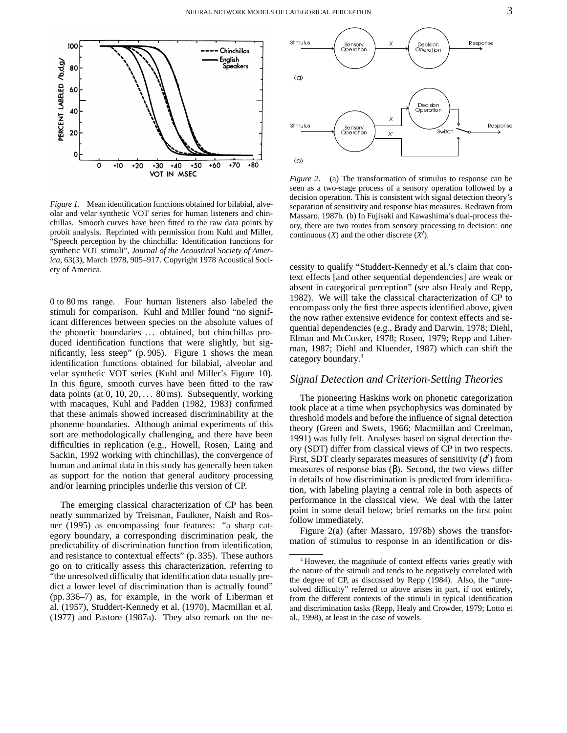*Figure 1*. Mean identification functions obtained for bilabial, alveolar and velar synthetic VOT series for human listeners and chinchillas. Smooth curves have been fitted to the raw data points by probit analysis. Reprinted with permission from Kuhl and Miller, "Speech perception by the chinchilla: Identification functions for synthetic VOT stimuli", *Journal of the Acoustical Society of America*, 63(3), March 1978, 905–917. Copyright 1978 Acoustical Society of America.

0 to 80 ms range. Four human listeners also labeled the stimuli for comparison. Kuhl and Miller found "no significant differences between species on the absolute values of the phonetic boundaries ... obtained, but chinchillas produced identification functions that were slightly, but significantly, less steep" (p. 905). Figure 1 shows the mean identification functions obtained for bilabial, alveolar and velar synthetic VOT series (Kuhl and Miller's Figure 10). In this figure, smooth curves have been fitted to the raw data points (at 0, 10, 20, ... 80 ms). Subsequently, working with macaques, Kuhl and Padden (1982, 1983) confirmed that these animals showed increased discriminability at the phoneme boundaries. Although animal experiments of this sort are methodologically challenging, and there have been difficulties in replication (e.g., Howell, Rosen, Laing and Sackin, 1992 working with chinchillas), the convergence of human and animal data in this study has generally been taken as support for the notion that general auditory processing and/or learning principles underlie this version of CP.

The emerging classical characterization of CP has been neatly summarized by Treisman, Faulkner, Naish and Rosner (1995) as encompassing four features: "a sharp category boundary, a corresponding discrimination peak, the predictability of discrimination function from identification, and resistance to contextual effects" (p. 335). These authors go on to critically assess this characterization, referring to "the unresolved difficulty that identification data usually predict a lower level of discrimination than is actually found" (pp. 336–7) as, for example, in the work of Liberman et al. (1957), Studdert-Kennedy et al. (1970), Macmillan et al. (1977) and Pastore (1987a). They also remark on the necessity to qualify "Studdert-Kennedy et al.'s claim that context effects [and other sequential dependencies] are weak or absent in categorical perception" (see also Healy and Repp, 1982). We will take the classical characterization of CP to encompass only the first three aspects identified above, given the now rather extensive evidence for context effects and sequential dependencies (e.g., Brady and Darwin, 1978; Diehl, Elman and McCusker, 1978; Rosen, 1979; Repp and Liberman, 1987; Diehl and Kluender, 1987) which can shift the category boundary.[4]

*Figure 2*. (a) The transformation of stimulus to response can be seen as a two-stage process of a sensory operation followed by a decision operation. This is consistent with signal detection theory's separation of sensitivity and response bias measures. Redrawn from Massaro, 1987b. (b) In Fujisaki and Kawashima's dual-process theory, there are two routes from sensory processing to decision: one continuous ($X$) and the other discrete ($X'$).

## *Signal Detection and Criterion-Setting Theories*

The pioneering Haskins work on phonetic categorization took place at a time when psychophysics was dominated by threshold models and before the influence of signal detection theory (Green and Swets, 1966; Macmillan and Creelman, 1991) was fully felt. Analyses based on signal detection theory (SDT) differ from classical views of CP in two respects. First, SDT clearly separates measures of sensitivity ($d'$) from measures of response bias ($\beta$). Second, the two views differ in details of how discrimination is predicted from identification, with labeling playing a central role in both aspects of performance in the classical view. We deal with the latter point in some detail below; brief remarks on the first point follow immediately.

Figure 2(a) (after Massaro, 1978b) shows the transformation of stimulus to response in an identification or dis-

[4] However, the magnitude of context effects varies greatly with the nature of the stimuli and tends to be negatively correlated with the degree of CP, as discussed by Repp (1984). Also, the "unresolved difficulty" referred to above arises in part, if not entirely, from the different contexts of the stimuli in typical identification and discrimination tasks (Repp, Healy and Crowder, 1979; Lotto et al., 1998), at least in the case of vowels.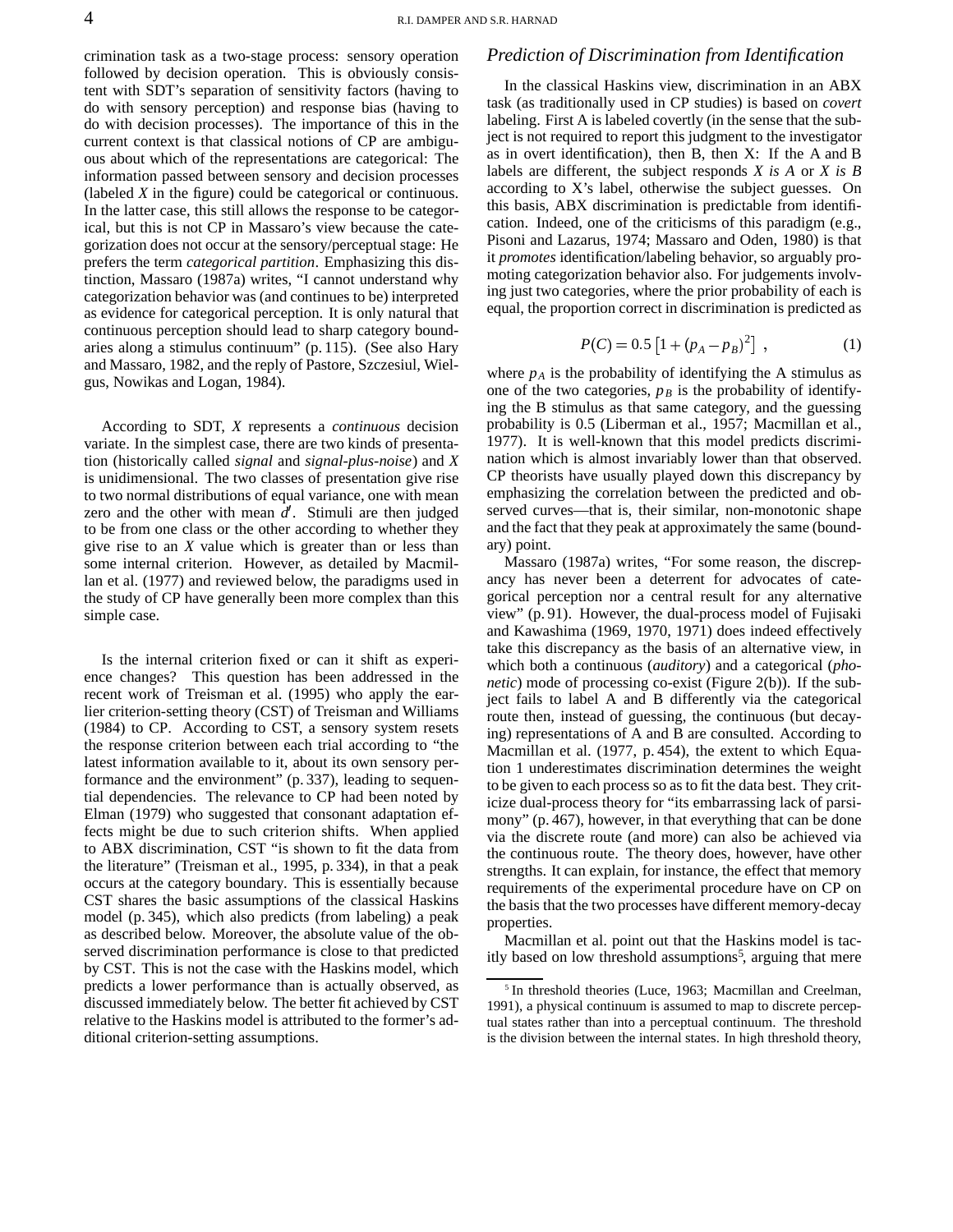crimination task as a two-stage process: sensory operation followed by decision operation. This is obviously consistent with SDT's separation of sensitivity factors (having to do with sensory perception) and response bias (having to do with decision processes). The importance of this in the current context is that classical notions of CP are ambiguous about which of the representations are categorical: The information passed between sensory and decision processes (labeled *X* in the figure) could be categorical or continuous. In the latter case, this still allows the response to be categorical, but this is not CP in Massaro's view because the categorization does not occur at the sensory/perceptual stage: He prefers the term *categorical partition*. Emphasizing this distinction, Massaro (1987a) writes, "I cannot understand why categorization behavior was (and continues to be) interpreted as evidence for categorical perception. It is only natural that continuous perception should lead to sharp category boundaries along a stimulus continuum" (p. 115). (See also Hary and Massaro, 1982, and the reply of Pastore, Szczesiul, Wielgus, Nowikas and Logan, 1984).

According to SDT, *X* represents a *continuous* decision variate. In the simplest case, there are two kinds of presentation (historically called *signal* and *signal-plus-noise*) and *X* is unidimensional. The two classes of presentation give rise to two normal distributions of equal variance, one with mean zero and the other with mean $d'$. Stimuli are then judged to be from one class or the other according to whether they give rise to an *X* value which is greater than or less than some internal criterion. However, as detailed by Macmillan et al. (1977) and reviewed below, the paradigms used in the study of CP have generally been more complex than this simple case.

Is the internal criterion fixed or can it shift as experience changes? This question has been addressed in the recent work of Treisman et al. (1995) who apply the earlier criterion-setting theory (CST) of Treisman and Williams (1984) to CP. According to CST, a sensory system resets the response criterion between each trial according to "the latest information available to it, about its own sensory performance and the environment" (p. 337), leading to sequential dependencies. The relevance to CP had been noted by Elman (1979) who suggested that consonant adaptation effects might be due to such criterion shifts. When applied to ABX discrimination, CST "is shown to fit the data from the literature" (Treisman et al., 1995, p. 334), in that a peak occurs at the category boundary. This is essentially because CST shares the basic assumptions of the classical Haskins model (p. 345), which also predicts (from labeling) a peak as described below. Moreover, the absolute value of the observed discrimination performance is close to that predicted by CST. This is not the case with the Haskins model, which predicts a lower performance than is actually observed, as discussed immediately below. The better fit achieved by CST relative to the Haskins model is attributed to the former's additional criterion-setting assumptions.

## *Prediction of Discrimination from Identification*

In the classical Haskins view, discrimination in an ABX task (as traditionally used in CP studies) is based on *covert* labeling. First A is labeled covertly (in the sense that the subject is not required to report this judgment to the investigator as in overt identification), then B, then X: If the A and B labels are different, the subject responds *X is A* or *X is B* according to X's label, otherwise the subject guesses. On this basis, ABX discrimination is predictable from identification. Indeed, one of the criticisms of this paradigm (e.g., Pisoni and Lazarus, 1974; Massaro and Oden, 1980) is that it *promotes* identification/labeling behavior, so arguably promoting categorization behavior also. For judgements involving just two categories, where the prior probability of each is equal, the proportion correct in discrimination is predicted as

$$P(C) = 0.5\left[1 + (p_A - p_B)^2\right] \;, \tag{1}$$

where $p_A$ is the probability of identifying the A stimulus as one of the two categories, $p_B$ is the probability of identifying the B stimulus as that same category, and the guessing probability is 0.5 (Liberman et al., 1957; Macmillan et al., 1977). It is well-known that this model predicts discrimination which is almost invariably lower than that observed. CP theorists have usually played down this discrepancy by emphasizing the correlation between the predicted and observed curves—that is, their similar, non-monotonic shape and the fact that they peak at approximately the same (boundary) point.

Massaro (1987a) writes, "For some reason, the discrepancy has never been a deterrent for advocates of categorical perception nor a central result for any alternative view" (p. 91). However, the dual-process model of Fujisaki and Kawashima (1969, 1970, 1971) does indeed effectively take this discrepancy as the basis of an alternative view, in which both a continuous (*auditory*) and a categorical (*phonetic*) mode of processing co-exist (Figure 2(b)). If the subject fails to label A and B differently via the categorical route then, instead of guessing, the continuous (but decaying) representations of A and B are consulted. According to Macmillan et al. (1977, p. 454), the extent to which Equation 1 underestimates discrimination determines the weight to be given to each process so as to fit the data best. They criticize dual-process theory for "its embarrassing lack of parsimony" (p. 467), however, in that everything that can be done via the discrete route (and more) can also be achieved via the continuous route. The theory does, however, have other strengths. It can explain, for instance, the effect that memory requirements of the experimental procedure have on CP on the basis that the two processes have different memory-decay properties.

Macmillan et al. point out that the Haskins model is tacitly based on low threshold assumptions[5], arguing that mere

[5] In threshold theories (Luce, 1963; Macmillan and Creelman, 1991), a physical continuum is assumed to map to discrete perceptual states rather than into a perceptual continuum. The threshold is the division between the internal states. In high threshold theory,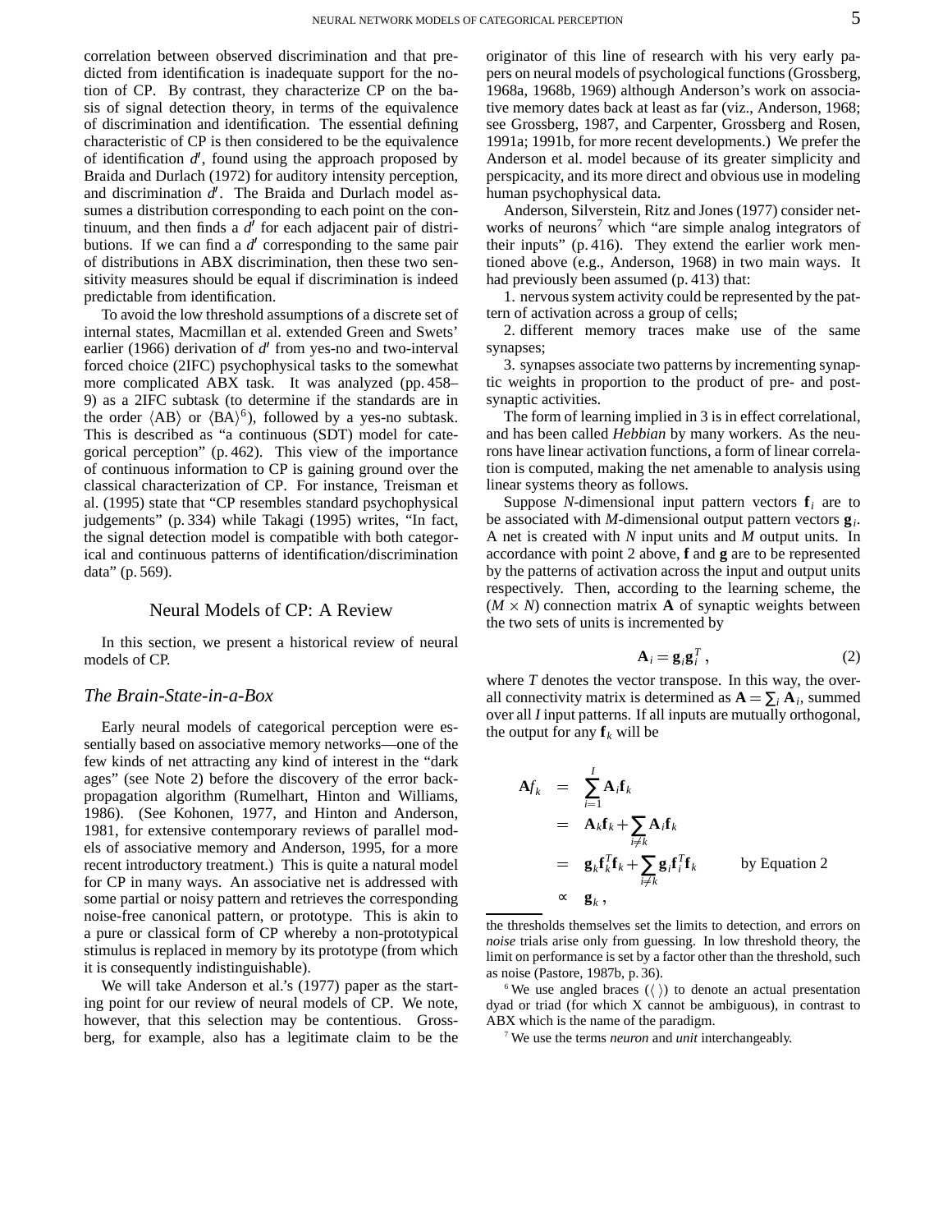correlation between observed discrimination and that predicted from identification is inadequate support for the notion of CP. By contrast, they characterize CP on the basis of signal detection theory, in terms of the equivalence of discrimination and identification. The essential defining characteristic of CP is then considered to be the equivalence of identification $d'$, found using the approach proposed by Braida and Durlach (1972) for auditory intensity perception, and discrimination $d'$. The Braida and Durlach model assumes a distribution corresponding to each point on the continuum, and then finds a $d'$ for each adjacent pair of distributions. If we can find a $d'$ corresponding to the same pair of distributions in ABX discrimination, then these two sensitivity measures should be equal if discrimination is indeed predictable from identification.

To avoid the low threshold assumptions of a discrete set of internal states, Macmillan et al. extended Green and Swets' earlier (1966) derivation of $d'$ from yes-no and two-interval forced choice (2IFC) psychophysical tasks to the somewhat more complicated ABX task. It was analyzed (pp. 458–9) as a 2IFC subtask (to determine if the standards are in the order $\langle$AB$\rangle$ or $\langle$BA$\rangle$[6]), followed by a yes-no subtask. This is described as "a continuous (SDT) model for categorical perception" (p. 462). This view of the importance of continuous information to CP is gaining ground over the classical characterization of CP. For instance, Treisman et al. (1995) state that "CP resembles standard psychophysical judgements" (p. 334) while Takagi (1995) writes, "In fact, the signal detection model is compatible with both categorical and continuous patterns of identification/discrimination data" (p. 569).

## Neural Models of CP: A Review

In this section, we present a historical review of neural models of CP.

### *The Brain-State-in-a-Box*

Early neural models of categorical perception were essentially based on associative memory networks—one of the few kinds of net attracting any kind of interest in the "dark ages" (see Note 2) before the discovery of the error back-propagation algorithm (Rumelhart, Hinton and Williams, 1986). (See Kohonen, 1977, and Hinton and Anderson, 1981, for extensive contemporary reviews of parallel models of associative memory and Anderson, 1995, for a more recent introductory treatment.) This is quite a natural model for CP in many ways. An associative net is addressed with some partial or noisy pattern and retrieves the corresponding noise-free canonical pattern, or prototype. This is akin to a pure or classical form of CP whereby a non-prototypical stimulus is replaced in memory by its prototype (from which it is consequently indistinguishable).

We will take Anderson et al.'s (1977) paper as the starting point for our review of neural models of CP. We note, however, that this selection may be contentious. Grossberg, for example, also has a legitimate claim to be the originator of this line of research with his very early papers on neural models of psychological functions (Grossberg, 1968a, 1968b, 1969) although Anderson's work on associative memory dates back at least as far (viz., Anderson, 1968; see Grossberg, 1987, and Carpenter, Grossberg and Rosen, 1991a; 1991b, for more recent developments.) We prefer the Anderson et al. model because of its greater simplicity and perspicacity, and its more direct and obvious use in modeling human psychophysical data.

Anderson, Silverstein, Ritz and Jones (1977) consider networks of neurons[7] which "are simple analog integrators of their inputs" (p. 416). They extend the earlier work mentioned above (e.g., Anderson, 1968) in two main ways. It had previously been assumed (p. 413) that:

1. nervous system activity could be represented by the pattern of activation across a group of cells;

2. different memory traces make use of the same synapses;

3. synapses associate two patterns by incrementing synaptic weights in proportion to the product of pre- and post-synaptic activities.

The form of learning implied in 3 is in effect correlational, and has been called *Hebbian* by many workers. As the neurons have linear activation functions, a form of linear correlation is computed, making the net amenable to analysis using linear systems theory as follows.

Suppose $N$-dimensional input pattern vectors $\mathbf{f}_i$ are to be associated with $M$-dimensional output pattern vectors $\mathbf{g}_i$. A net is created with $N$ input units and $M$ output units. In accordance with point 2 above, $\mathbf{f}$ and $\mathbf{g}$ are to be represented by the patterns of activation across the input and output units respectively. Then, according to the learning scheme, the $(M \times N)$ connection matrix $\mathbf{A}$ of synaptic weights between the two sets of units is incremented by

$$\mathbf{A}_i = \mathbf{g}_i \mathbf{g}_i^T \,, \tag{2}$$

where $T$ denotes the vector transpose. In this way, the overall connectivity matrix is determined as $\mathbf{A} = \sum_i \mathbf{A}_i$, summed over all $I$ input patterns. If all inputs are mutually orthogonal, the output for any $\mathbf{f}_k$ will be

$$
\begin{aligned}
\mathbf{A}f_k &= \sum_{i=1}^{I} \mathbf{A}_i \mathbf{f}_k \\
&= \mathbf{A}_k \mathbf{f}_k + \sum_{i \neq k} \mathbf{A}_i \mathbf{f}_k \\
&= \mathbf{g}_k \mathbf{f}_k^T \mathbf{f}_k + \sum_{i \neq k} \mathbf{g}_i \mathbf{f}_i^T \mathbf{f}_k \qquad \text{by Equation 2} \\
&\propto \mathbf{g}_k \,,
\end{aligned}
$$

---

the thresholds themselves set the limits to detection, and errors on *noise* trials arise only from guessing. In low threshold theory, the limit on performance is set by a factor other than the threshold, such as noise (Pastore, 1987b, p. 36).

[6] We use angled braces ($\langle\,\rangle$) to denote an actual presentation dyad or triad (for which X cannot be ambiguous), in contrast to ABX which is the name of the paradigm.

[7] We use the terms *neuron* and *unit* interchangeably.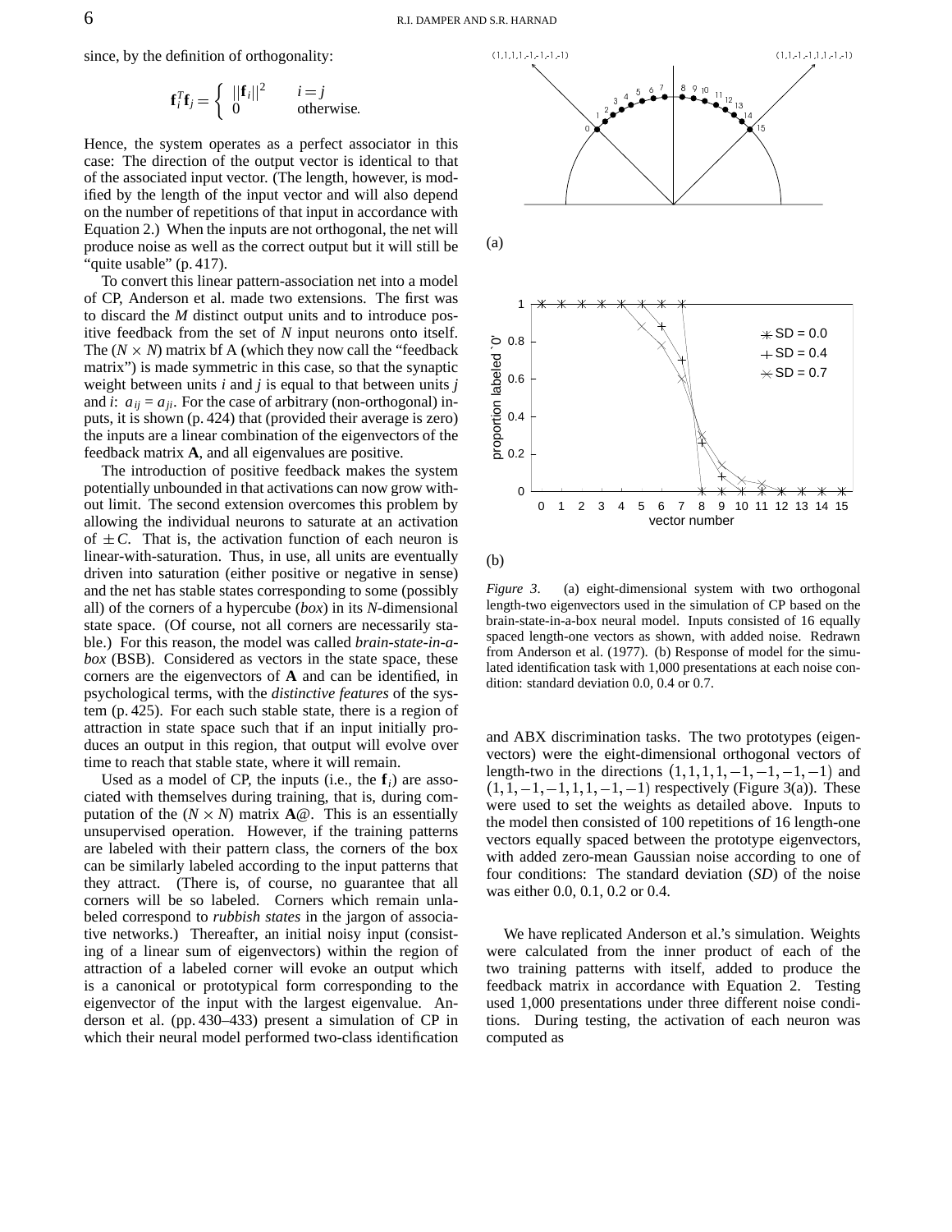since, by the definition of orthogonality:

$$\mathbf{f}_i^T \mathbf{f}_j = \begin{cases} ||\mathbf{f}_i||^2 & i = j \\ 0 & \text{otherwise.} \end{cases}$$

Hence, the system operates as a perfect associator in this case: The direction of the output vector is identical to that of the associated input vector. (The length, however, is modified by the length of the input vector and will also depend on the number of repetitions of that input in accordance with Equation 2.) When the inputs are not orthogonal, the net will produce noise as well as the correct output but it will still be "quite usable" (p. 417).

To convert this linear pattern-association net into a model of CP, Anderson et al. made two extensions. The first was to discard the $M$ distinct output units and to introduce positive feedback from the set of $N$ input neurons onto itself. The ($N \times N$) matrix bf A (which they now call the "feedback matrix") is made symmetric in this case, so that the synaptic weight between units $i$ and $j$ is equal to that between units $j$ and $i$: $a_{ij} = a_{ji}$. For the case of arbitrary (non-orthogonal) inputs, it is shown (p. 424) that (provided their average is zero) the inputs are a linear combination of the eigenvectors of the feedback matrix **A**, and all eigenvalues are positive.

The introduction of positive feedback makes the system potentially unbounded in that activations can now grow without limit. The second extension overcomes this problem by allowing the individual neurons to saturate at an activation of $\pm C$. That is, the activation function of each neuron is linear-with-saturation. Thus, in use, all units are eventually driven into saturation (either positive or negative in sense) and the net has stable states corresponding to some (possibly all) of the corners of a hypercube (*box*) in its $N$-dimensional state space. (Of course, not all corners are necessarily stable.) For this reason, the model was called *brain-state-in-a-box* (BSB). Considered as vectors in the state space, these corners are the eigenvectors of **A** and can be identified, in psychological terms, with the *distinctive features* of the system (p. 425). For each such stable state, there is a region of attraction in state space such that if an input initially produces an output in this region, that output will evolve over time to reach that stable state, where it will remain.

Used as a model of CP, the inputs (i.e., the $\mathbf{f}_i$) are associated with themselves during training, that is, during computation of the ($N \times N$) matrix **A**@. This is an essentially unsupervised operation. However, if the training patterns are labeled with their pattern class, the corners of the box can be similarly labeled according to the input patterns that they attract. (There is, of course, no guarantee that all corners will be so labeled. Corners which remain unlabeled correspond to *rubbish states* in the jargon of associative networks.) Thereafter, an initial noisy input (consisting of a linear sum of eigenvectors) within the region of attraction of a labeled corner will evoke an output which is a canonical or prototypical form corresponding to the eigenvector of the input with the largest eigenvalue. Anderson et al. (pp. 430–433) present a simulation of CP in which their neural model performed two-class identification and ABX discrimination tasks. The two prototypes (eigenvectors) were the eight-dimensional orthogonal vectors of length-two in the directions $(1, 1, 1, 1, -1, -1, -1, -1)$ and $(1, 1, -1, -1, 1, 1, -1, -1)$ respectively (Figure 3(a)). These were used to set the weights as detailed above. Inputs to the model then consisted of 100 repetitions of 16 length-one vectors equally spaced between the prototype eigenvectors, with added zero-mean Gaussian noise according to one of four conditions: The standard deviation (*SD*) of the noise was either 0.0, 0.1, 0.2 or 0.4.

(a)

(b)

*Figure 3*. (a) eight-dimensional system with two orthogonal length-two eigenvectors used in the simulation of CP based on the brain-state-in-a-box neural model. Inputs consisted of 16 equally spaced length-one vectors as shown, with added noise. Redrawn from Anderson et al. (1977). (b) Response of model for the simulated identification task with 1,000 presentations at each noise condition: standard deviation 0.0, 0.4 or 0.7.

We have replicated Anderson et al.'s simulation. Weights were calculated from the inner product of each of the two training patterns with itself, added to produce the feedback matrix in accordance with Equation 2. Testing used 1,000 presentations under three different noise conditions. During testing, the activation of each neuron was computed as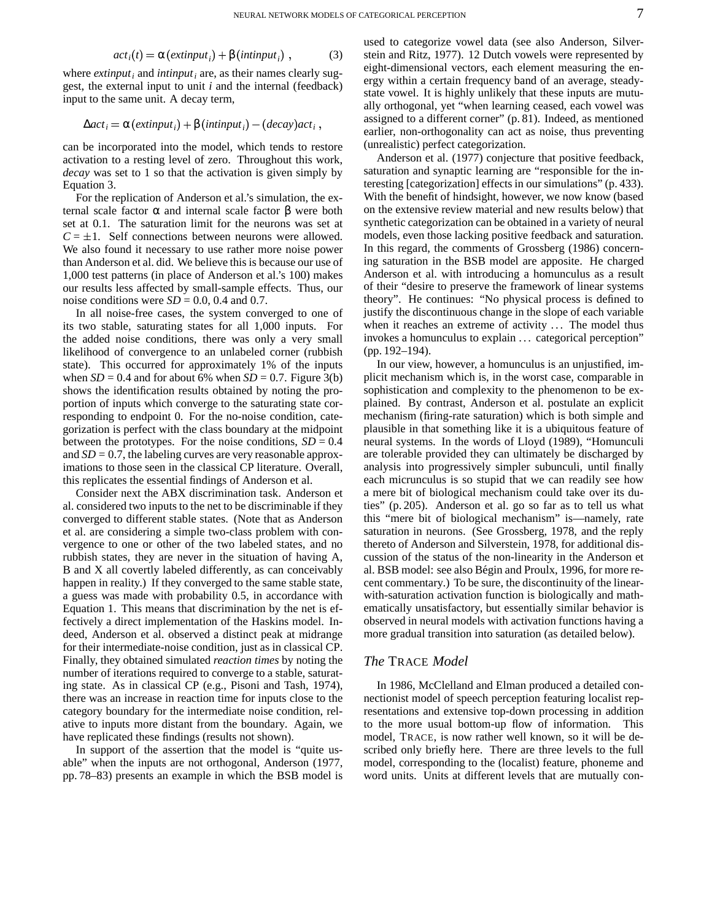$$act_i(t) = \alpha(extinput_i) + \beta(intinput_i) \ , \qquad (3)$$

where $extinput_i$ and $intinput_i$ are, as their names clearly suggest, the external input to unit $i$ and the internal (feedback) input to the same unit. A decay term,

$$\Delta act_i = \alpha(extinput_i) + \beta(intinput_i) - (decay)act_i \ ,$$

can be incorporated into the model, which tends to restore activation to a resting level of zero. Throughout this work, *decay* was set to 1 so that the activation is given simply by Equation 3.

For the replication of Anderson et al.'s simulation, the external scale factor $\alpha$ and internal scale factor $\beta$ were both set at 0.1. The saturation limit for the neurons was set at $C = \pm 1$. Self connections between neurons were allowed. We also found it necessary to use rather more noise power than Anderson et al. did. We believe this is because our use of 1,000 test patterns (in place of Anderson et al.'s 100) makes our results less affected by small-sample effects. Thus, our noise conditions were $SD$ = 0.0, 0.4 and 0.7.

In all noise-free cases, the system converged to one of its two stable, saturating states for all 1,000 inputs. For the added noise conditions, there was only a very small likelihood of convergence to an unlabeled corner (rubbish state). This occurred for approximately 1% of the inputs when $SD$ = 0.4 and for about 6% when $SD$ = 0.7. Figure 3(b) shows the identification results obtained by noting the proportion of inputs which converge to the saturating state corresponding to endpoint 0. For the no-noise condition, categorization is perfect with the class boundary at the midpoint between the prototypes. For the noise conditions, $SD$ = 0.4 and $SD$ = 0.7, the labeling curves are very reasonable approximations to those seen in the classical CP literature. Overall, this replicates the essential findings of Anderson et al.

Consider next the ABX discrimination task. Anderson et al. considered two inputs to the net to be discriminable if they converged to different stable states. (Note that as Anderson et al. are considering a simple two-class problem with convergence to one or other of the two labeled states, and no rubbish states, they are never in the situation of having A, B and X all covertly labeled differently, as can conceivably happen in reality.) If they converged to the same stable state, a guess was made with probability 0.5, in accordance with Equation 1. This means that discrimination by the net is effectively a direct implementation of the Haskins model. Indeed, Anderson et al. observed a distinct peak at midrange for their intermediate-noise condition, just as in classical CP. Finally, they obtained simulated *reaction times* by noting the number of iterations required to converge to a stable, saturating state. As in classical CP (e.g., Pisoni and Tash, 1974), there was an increase in reaction time for inputs close to the category boundary for the intermediate noise condition, relative to inputs more distant from the boundary. Again, we have replicated these findings (results not shown).

In support of the assertion that the model is "quite usable" when the inputs are not orthogonal, Anderson (1977, pp. 78–83) presents an example in which the BSB model is used to categorize vowel data (see also Anderson, Silverstein and Ritz, 1977). 12 Dutch vowels were represented by eight-dimensional vectors, each element measuring the energy within a certain frequency band of an average, steady-state vowel. It is highly unlikely that these inputs are mutually orthogonal, yet "when learning ceased, each vowel was assigned to a different corner" (p. 81). Indeed, as mentioned earlier, non-orthogonality can act as noise, thus preventing (unrealistic) perfect categorization.

Anderson et al. (1977) conjecture that positive feedback, saturation and synaptic learning are "responsible for the interesting [categorization] effects in our simulations" (p. 433). With the benefit of hindsight, however, we now know (based on the extensive review material and new results below) that synthetic categorization can be obtained in a variety of neural models, even those lacking positive feedback and saturation. In this regard, the comments of Grossberg (1986) concerning saturation in the BSB model are apposite. He charged Anderson et al. with introducing a homunculus as a result of their "desire to preserve the framework of linear systems theory". He continues: "No physical process is defined to justify the discontinuous change in the slope of each variable when it reaches an extreme of activity … The model thus invokes a homunculus to explain … categorical perception" (pp. 192–194).

In our view, however, a homunculus is an unjustified, implicit mechanism which is, in the worst case, comparable in sophistication and complexity to the phenomenon to be explained. By contrast, Anderson et al. postulate an explicit mechanism (firing-rate saturation) which is both simple and plausible in that something like it is a ubiquitous feature of neural systems. In the words of Lloyd (1989), "Homunculi are tolerable provided they can ultimately be discharged by analysis into progressively simpler subunculi, until finally each micrunculus is so stupid that we can readily see how a mere bit of biological mechanism could take over its duties" (p. 205). Anderson et al. go so far as to tell us what this "mere bit of biological mechanism" is—namely, rate saturation in neurons. (See Grossberg, 1978, and the reply thereto of Anderson and Silverstein, 1978, for additional discussion of the status of the non-linearity in the Anderson et al. BSB model: see also Bégin and Proulx, 1996, for more recent commentary.) To be sure, the discontinuity of the linear-with-saturation activation function is biologically and mathematically unsatisfactory, but essentially similar behavior is observed in neural models with activation functions having a more gradual transition into saturation (as detailed below).

### *The* TRACE *Model*

In 1986, McClelland and Elman produced a detailed connectionist model of speech perception featuring localist representations and extensive top-down processing in addition to the more usual bottom-up flow of information. This model, TRACE, is now rather well known, so it will be described only briefly here. There are three levels to the full model, corresponding to the (localist) feature, phoneme and word units. Units at different levels that are mutually con-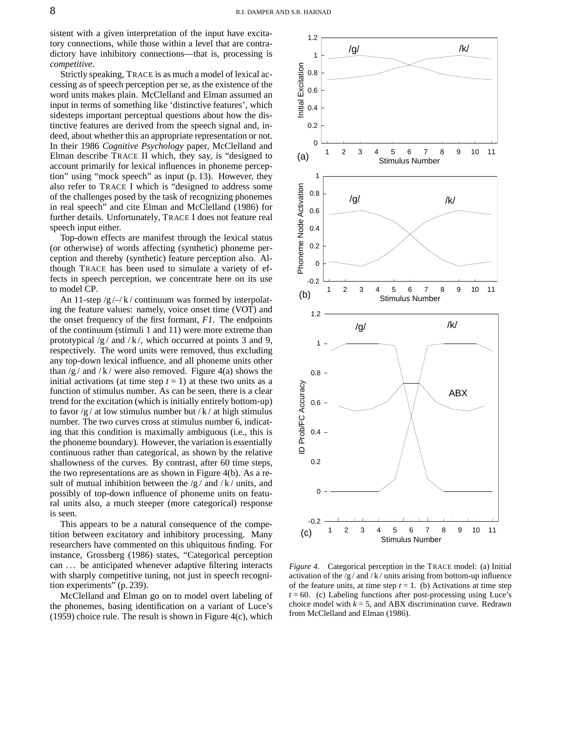sistent with a given interpretation of the input have excitatory connections, while those within a level that are contradictory have inhibitory connections—that is, processing is *competitive*.

Strictly speaking, TRACE is as much a model of lexical accessing as of speech perception per se, as the existence of the word units makes plain. McClelland and Elman assumed an input in terms of something like 'distinctive features', which sidesteps important perceptual questions about how the distinctive features are derived from the speech signal and, indeed, about whether this an appropriate representation or not. In their 1986 *Cognitive Psychology* paper, McClelland and Elman describe TRACE II which, they say, is "designed to account primarily for lexical influences in phoneme perception" using "mock speech" as input (p. 13). However, they also refer to TRACE I which is "designed to address some of the challenges posed by the task of recognizing phonemes in real speech" and cite Elman and McClelland (1986) for further details. Unfortunately, TRACE I does not feature real speech input either.

Top-down effects are manifest through the lexical status (or otherwise) of words affecting (synthetic) phoneme perception and thereby (synthetic) feature perception also. Although TRACE has been used to simulate a variety of effects in speech perception, we concentrate here on its use to model CP.

An 11-step /g/–/k/ continuum was formed by interpolating the feature values: namely, voice onset time (VOT) and the onset frequency of the first formant, *F1*. The endpoints of the continuum (stimuli 1 and 11) were more extreme than prototypical /g/ and /k/, which occurred at points 3 and 9, respectively. The word units were removed, thus excluding any top-down lexical influence, and all phoneme units other than /g/ and /k/ were also removed. Figure 4(a) shows the initial activations (at time step $t = 1$) at these two units as a function of stimulus number. As can be seen, there is a clear trend for the excitation (which is initially entirely bottom-up) to favor /g/ at low stimulus number but /k/ at high stimulus number. The two curves cross at stimulus number 6, indicating that this condition is maximally ambiguous (i.e., this is the phoneme boundary). However, the variation is essentially continuous rather than categorical, as shown by the relative shallowness of the curves. By contrast, after 60 time steps, the two representations are as shown in Figure 4(b). As a result of mutual inhibition between the /g/ and /k/ units, and possibly of top-down influence of phoneme units on featural units also, a much steeper (more categorical) response is seen.

This appears to be a natural consequence of the competition between excitatory and inhibitory processing. Many researchers have commented on this ubiquitous finding. For instance, Grossberg (1986) states, "Categorical perception can ... be anticipated whenever adaptive filtering interacts with sharply competitive tuning, not just in speech recognition experiments" (p. 239).

McClelland and Elman go on to model overt labeling of the phonemes, basing identification on a variant of Luce's (1959) choice rule. The result is shown in Figure 4(c), which

*Figure 4.* Categorical perception in the TRACE model: (a) Initial activation of the /g/ and /k/ units arising from bottom-up influence of the feature units, at time step $t = 1$. (b) Activations at time step $t = 60$. (c) Labeling functions after post-processing using Luce's choice model with $k = 5$, and ABX discrimination curve. Redrawn from McClelland and Elman (1986).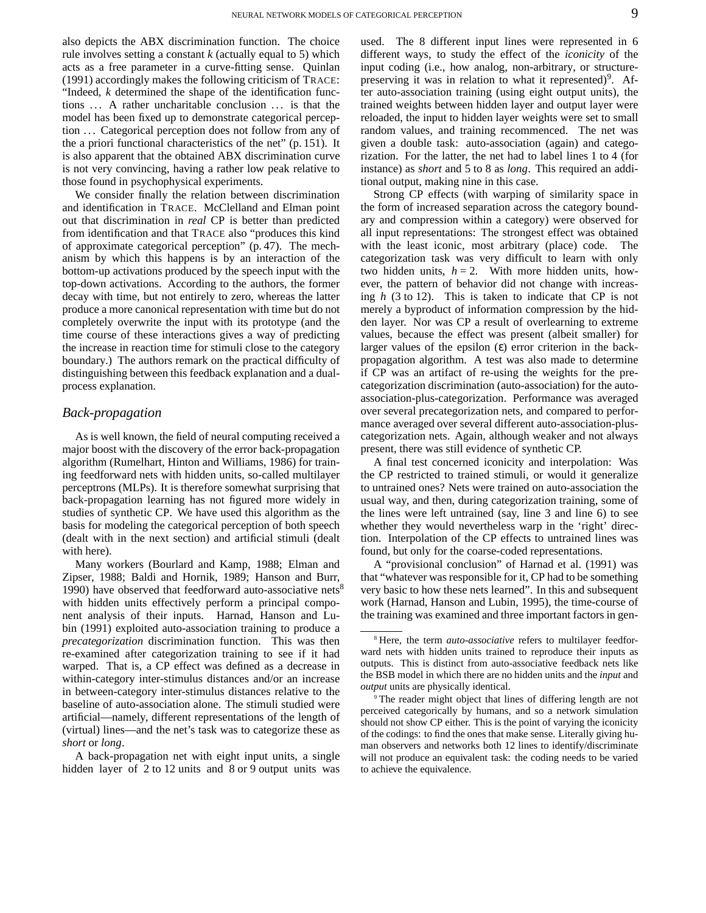also depicts the ABX discrimination function. The choice rule involves setting a constant $k$ (actually equal to 5) which acts as a free parameter in a curve-fitting sense. Quinlan (1991) accordingly makes the following criticism of TRACE: "Indeed, $k$ determined the shape of the identification functions ... A rather uncharitable conclusion ... is that the model has been fixed up to demonstrate categorical perception ... Categorical perception does not follow from any of the a priori functional characteristics of the net" (p. 151). It is also apparent that the obtained ABX discrimination curve is not very convincing, having a rather low peak relative to those found in psychophysical experiments.

We consider finally the relation between discrimination and identification in TRACE. McClelland and Elman point out that discrimination in *real* CP is better than predicted from identification and that TRACE also "produces this kind of approximate categorical perception" (p. 47). The mechanism by which this happens is by an interaction of the bottom-up activations produced by the speech input with the top-down activations. According to the authors, the former decay with time, but not entirely to zero, whereas the latter produce a more canonical representation with time but do not completely overwrite the input with its prototype (and the time course of these interactions gives a way of predicting the increase in reaction time for stimuli close to the category boundary.) The authors remark on the practical difficulty of distinguishing between this feedback explanation and a dual-process explanation.

## *Back-propagation*

As is well known, the field of neural computing received a major boost with the discovery of the error back-propagation algorithm (Rumelhart, Hinton and Williams, 1986) for training feedforward nets with hidden units, so-called multilayer perceptrons (MLPs). It is therefore somewhat surprising that back-propagation learning has not figured more widely in studies of synthetic CP. We have used this algorithm as the basis for modeling the categorical perception of both speech (dealt with in the next section) and artificial stimuli (dealt with here).

Many workers (Bourlard and Kamp, 1988; Elman and Zipser, 1988; Baldi and Hornik, 1989; Hanson and Burr, 1990) have observed that feedforward auto-associative nets[8] with hidden units effectively perform a principal component analysis of their inputs. Harnad, Hanson and Lubin (1991) exploited auto-association training to produce a *precategorization* discrimination function. This was then re-examined after categorization training to see if it had warped. That is, a CP effect was defined as a decrease in within-category inter-stimulus distances and/or an increase in between-category inter-stimulus distances relative to the baseline of auto-association alone. The stimuli studied were artificial—namely, different representations of the length of (virtual) lines—and the net's task was to categorize these as *short* or *long*.

A back-propagation net with eight input units, a single hidden layer of 2 to 12 units and 8 or 9 output units was used. The 8 different input lines were represented in 6 different ways, to study the effect of the *iconicity* of the input coding (i.e., how analog, non-arbitrary, or structure-preserving it was in relation to what it represented)[9]. After auto-association training (using eight output units), the trained weights between hidden layer and output layer were reloaded, the input to hidden layer weights were set to small random values, and training recommenced. The net was given a double task: auto-association (again) and categorization. For the latter, the net had to label lines 1 to 4 (for instance) as *short* and 5 to 8 as *long*. This required an additional output, making nine in this case.

Strong CP effects (with warping of similarity space in the form of increased separation across the category boundary and compression within a category) were observed for all input representations: The strongest effect was obtained with the least iconic, most arbitrary (place) code. The categorization task was very difficult to learn with only two hidden units, $h = 2$. With more hidden units, however, the pattern of behavior did not change with increasing $h$ (3 to 12). This is taken to indicate that CP is not merely a byproduct of information compression by the hidden layer. Nor was CP a result of overlearning to extreme values, because the effect was present (albeit smaller) for larger values of the epsilon ($\varepsilon$) error criterion in the back-propagation algorithm. A test was also made to determine if CP was an artifact of re-using the weights for the precategorization discrimination (auto-association) for the auto-association-plus-categorization. Performance was averaged over several precategorization nets, and compared to performance averaged over several different auto-association-plus-categorization nets. Again, although weaker and not always present, there was still evidence of synthetic CP.

A final test concerned iconicity and interpolation: Was the CP restricted to trained stimuli, or would it generalize to untrained ones? Nets were trained on auto-association the usual way, and then, during categorization training, some of the lines were left untrained (say, line 3 and line 6) to see whether they would nevertheless warp in the 'right' direction. Interpolation of the CP effects to untrained lines was found, but only for the coarse-coded representations.

A "provisional conclusion" of Harnad et al. (1991) was that "whatever was responsible for it, CP had to be something very basic to how these nets learned". In this and subsequent work (Harnad, Hanson and Lubin, 1995), the time-course of the training was examined and three important factors in gen-

---

[8] Here, the term *auto-associative* refers to multilayer feedforward nets with hidden units trained to reproduce their inputs as outputs. This is distinct from auto-associative feedback nets like the BSB model in which there are no hidden units and the *input* and *output* units are physically identical.

[9] The reader might object that lines of differing length are not perceived categorically by humans, and so a network simulation should not show CP either. This is the point of varying the iconicity of the codings: to find the ones that make sense. Literally giving human observers and networks both 12 lines to identify/discriminate will not produce an equivalent task: the coding needs to be varied to achieve the equivalence.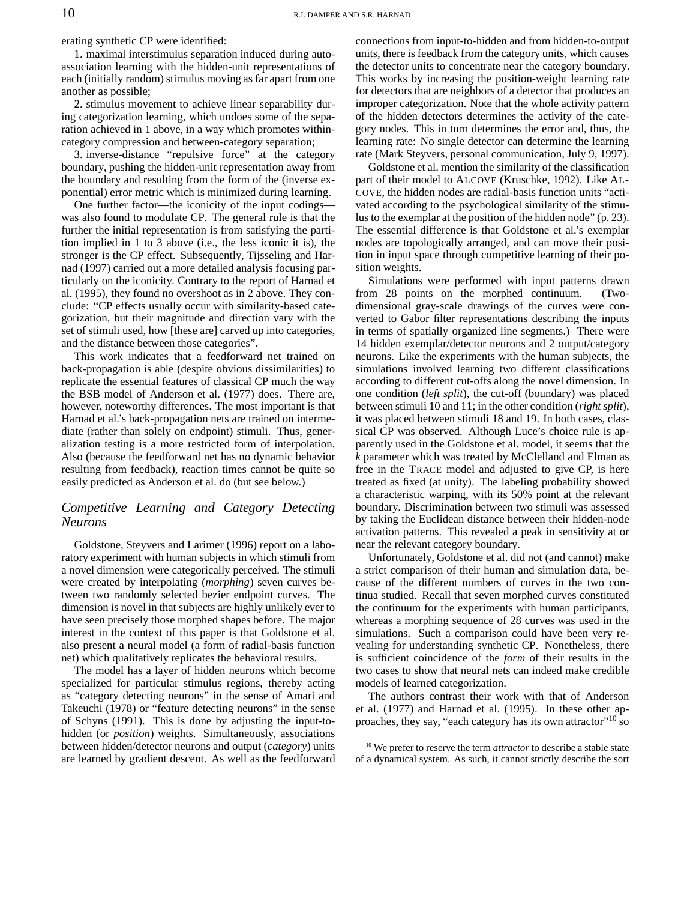erating synthetic CP were identified:

1. maximal interstimulus separation induced during auto-association learning with the hidden-unit representations of each (initially random) stimulus moving as far apart from one another as possible;

2. stimulus movement to achieve linear separability during categorization learning, which undoes some of the separation achieved in 1 above, in a way which promotes within-category compression and between-category separation;

3. inverse-distance "repulsive force" at the category boundary, pushing the hidden-unit representation away from the boundary and resulting from the form of the (inverse exponential) error metric which is minimized during learning.

One further factor—the iconicity of the input codings—was also found to modulate CP. The general rule is that the further the initial representation is from satisfying the partition implied in 1 to 3 above (i.e., the less iconic it is), the stronger is the CP effect. Subsequently, Tijsseling and Harnad (1997) carried out a more detailed analysis focusing particularly on the iconicity. Contrary to the report of Harnad et al. (1995), they found no overshoot as in 2 above. They conclude: "CP effects usually occur with similarity-based categorization, but their magnitude and direction vary with the set of stimuli used, how [these are] carved up into categories, and the distance between those categories".

This work indicates that a feedforward net trained on back-propagation is able (despite obvious dissimilarities) to replicate the essential features of classical CP much the way the BSB model of Anderson et al. (1977) does. There are, however, noteworthy differences. The most important is that Harnad et al.'s back-propagation nets are trained on intermediate (rather than solely on endpoint) stimuli. Thus, generalization testing is a more restricted form of interpolation. Also (because the feedforward net has no dynamic behavior resulting from feedback), reaction times cannot be quite so easily predicted as Anderson et al. do (but see below.)

## *Competitive Learning and Category Detecting Neurons*

Goldstone, Steyvers and Larimer (1996) report on a laboratory experiment with human subjects in which stimuli from a novel dimension were categorically perceived. The stimuli were created by interpolating (*morphing*) seven curves between two randomly selected bezier endpoint curves. The dimension is novel in that subjects are highly unlikely ever to have seen precisely those morphed shapes before. The major interest in the context of this paper is that Goldstone et al. also present a neural model (a form of radial-basis function net) which qualitatively replicates the behavioral results.

The model has a layer of hidden neurons which become specialized for particular stimulus regions, thereby acting as "category detecting neurons" in the sense of Amari and Takeuchi (1978) or "feature detecting neurons" in the sense of Schyns (1991). This is done by adjusting the input-to-hidden (or *position*) weights. Simultaneously, associations between hidden/detector neurons and output (*category*) units are learned by gradient descent. As well as the feedforward connections from input-to-hidden and from hidden-to-output units, there is feedback from the category units, which causes the detector units to concentrate near the category boundary. This works by increasing the position-weight learning rate for detectors that are neighbors of a detector that produces an improper categorization. Note that the whole activity pattern of the hidden detectors determines the activity of the category nodes. This in turn determines the error and, thus, the learning rate: No single detector can determine the learning rate (Mark Steyvers, personal communication, July 9, 1997).

Goldstone et al. mention the similarity of the classification part of their model to ALCOVE (Kruschke, 1992). Like ALCOVE, the hidden nodes are radial-basis function units "activated according to the psychological similarity of the stimulus to the exemplar at the position of the hidden node" (p. 23). The essential difference is that Goldstone et al.'s exemplar nodes are topologically arranged, and can move their position in input space through competitive learning of their position weights.

Simulations were performed with input patterns drawn from 28 points on the morphed continuum. (Two-dimensional gray-scale drawings of the curves were converted to Gabor filter representations describing the inputs in terms of spatially organized line segments.) There were 14 hidden exemplar/detector neurons and 2 output/category neurons. Like the experiments with the human subjects, the simulations involved learning two different classifications according to different cut-offs along the novel dimension. In one condition (*left split*), the cut-off (boundary) was placed between stimuli 10 and 11; in the other condition (*right split*), it was placed between stimuli 18 and 19. In both cases, classical CP was observed. Although Luce's choice rule is apparently used in the Goldstone et al. model, it seems that the $k$ parameter which was treated by McClelland and Elman as free in the TRACE model and adjusted to give CP, is here treated as fixed (at unity). The labeling probability showed a characteristic warping, with its 50% point at the relevant boundary. Discrimination between two stimuli was assessed by taking the Euclidean distance between their hidden-node activation patterns. This revealed a peak in sensitivity at or near the relevant category boundary.

Unfortunately, Goldstone et al. did not (and cannot) make a strict comparison of their human and simulation data, because of the different numbers of curves in the two continua studied. Recall that seven morphed curves constituted the continuum for the experiments with human participants, whereas a morphing sequence of 28 curves was used in the simulations. Such a comparison could have been very revealing for understanding synthetic CP. Nonetheless, there is sufficient coincidence of the *form* of their results in the two cases to show that neural nets can indeed make credible models of learned categorization.

The authors contrast their work with that of Anderson et al. (1977) and Harnad et al. (1995). In these other approaches, they say, "each category has its own attractor"[10] so

[10] We prefer to reserve the term *attractor* to describe a stable state of a dynamical system. As such, it cannot strictly describe the sort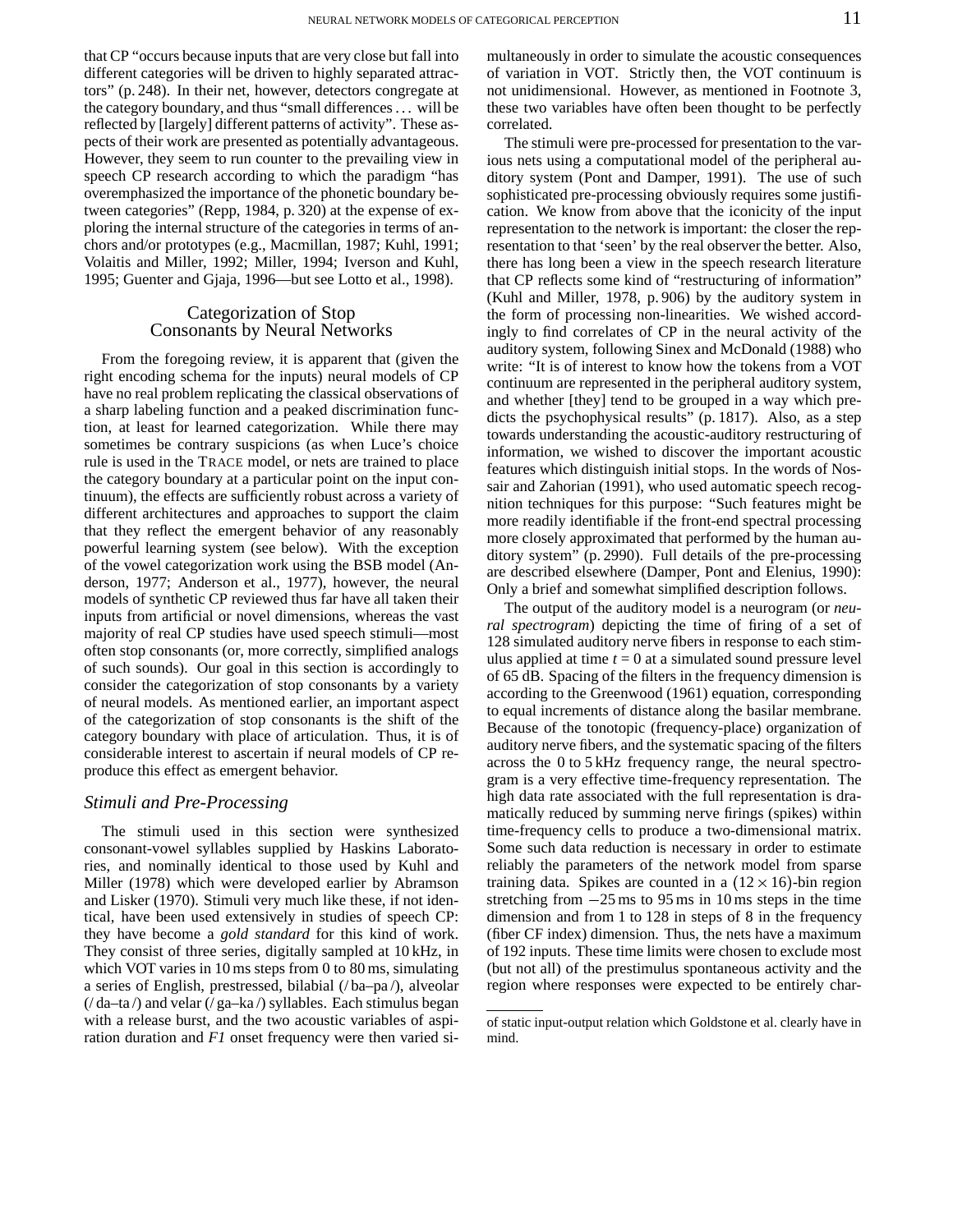that CP "occurs because inputs that are very close but fall into different categories will be driven to highly separated attractors" (p. 248). In their net, however, detectors congregate at the category boundary, and thus "small differences ... will be reflected by [largely] different patterns of activity". These aspects of their work are presented as potentially advantageous. However, they seem to run counter to the prevailing view in speech CP research according to which the paradigm "has overemphasized the importance of the phonetic boundary between categories" (Repp, 1984, p. 320) at the expense of exploring the internal structure of the categories in terms of anchors and/or prototypes (e.g., Macmillan, 1987; Kuhl, 1991; Volaitis and Miller, 1992; Miller, 1994; Iverson and Kuhl, 1995; Guenter and Gjaja, 1996—but see Lotto et al., 1998).

## Categorization of Stop Consonants by Neural Networks

From the foregoing review, it is apparent that (given the right encoding schema for the inputs) neural models of CP have no real problem replicating the classical observations of a sharp labeling function and a peaked discrimination function, at least for learned categorization. While there may sometimes be contrary suspicions (as when Luce's choice rule is used in the TRACE model, or nets are trained to place the category boundary at a particular point on the input continuum), the effects are sufficiently robust across a variety of different architectures and approaches to support the claim that they reflect the emergent behavior of any reasonably powerful learning system (see below). With the exception of the vowel categorization work using the BSB model (Anderson, 1977; Anderson et al., 1977), however, the neural models of synthetic CP reviewed thus far have all taken their inputs from artificial or novel dimensions, whereas the vast majority of real CP studies have used speech stimuli—most often stop consonants (or, more correctly, simplified analogs of such sounds). Our goal in this section is accordingly to consider the categorization of stop consonants by a variety of neural models. As mentioned earlier, an important aspect of the categorization of stop consonants is the shift of the category boundary with place of articulation. Thus, it is of considerable interest to ascertain if neural models of CP reproduce this effect as emergent behavior.

### *Stimuli and Pre-Processing*

The stimuli used in this section were synthesized consonant-vowel syllables supplied by Haskins Laboratories, and nominally identical to those used by Kuhl and Miller (1978) which were developed earlier by Abramson and Lisker (1970). Stimuli very much like these, if not identical, have been used extensively in studies of speech CP: they have become a *gold standard* for this kind of work. They consist of three series, digitally sampled at 10 kHz, in which VOT varies in 10 ms steps from 0 to 80 ms, simulating a series of English, prestressed, bilabial (/ ba–pa /), alveolar (/ da–ta /) and velar (/ ga–ka /) syllables. Each stimulus began with a release burst, and the two acoustic variables of aspiration duration and *F1* onset frequency were then varied simultaneously in order to simulate the acoustic consequences of variation in VOT. Strictly then, the VOT continuum is not unidimensional. However, as mentioned in Footnote 3, these two variables have often been thought to be perfectly correlated.

The stimuli were pre-processed for presentation to the various nets using a computational model of the peripheral auditory system (Pont and Damper, 1991). The use of such sophisticated pre-processing obviously requires some justification. We know from above that the iconicity of the input representation to the network is important: the closer the representation to that 'seen' by the real observer the better. Also, there has long been a view in the speech research literature that CP reflects some kind of "restructuring of information" (Kuhl and Miller, 1978, p. 906) by the auditory system in the form of processing non-linearities. We wished accordingly to find correlates of CP in the neural activity of the auditory system, following Sinex and McDonald (1988) who write: "It is of interest to know how the tokens from a VOT continuum are represented in the peripheral auditory system, and whether [they] tend to be grouped in a way which predicts the psychophysical results" (p. 1817). Also, as a step towards understanding the acoustic-auditory restructuring of information, we wished to discover the important acoustic features which distinguish initial stops. In the words of Nossair and Zahorian (1991), who used automatic speech recognition techniques for this purpose: "Such features might be more readily identifiable if the front-end spectral processing more closely approximated that performed by the human auditory system" (p. 2990). Full details of the pre-processing are described elsewhere (Damper, Pont and Elenius, 1990): Only a brief and somewhat simplified description follows.

The output of the auditory model is a neurogram (or *neural spectrogram*) depicting the time of firing of a set of 128 simulated auditory nerve fibers in response to each stimulus applied at time $t = 0$ at a simulated sound pressure level of 65 dB. Spacing of the filters in the frequency dimension is according to the Greenwood (1961) equation, corresponding to equal increments of distance along the basilar membrane. Because of the tonotopic (frequency-place) organization of auditory nerve fibers, and the systematic spacing of the filters across the 0 to 5 kHz frequency range, the neural spectrogram is a very effective time-frequency representation. The high data rate associated with the full representation is dramatically reduced by summing nerve firings (spikes) within time-frequency cells to produce a two-dimensional matrix. Some such data reduction is necessary in order to estimate reliably the parameters of the network model from sparse training data. Spikes are counted in a $(12 \times 16)$-bin region stretching from $-25$ ms to 95 ms in 10 ms steps in the time dimension and from 1 to 128 in steps of 8 in the frequency (fiber CF index) dimension. Thus, the nets have a maximum of 192 inputs. These time limits were chosen to exclude most (but not all) of the prestimulus spontaneous activity and the region where responses were expected to be entirely char-

---

of static input-output relation which Goldstone et al. clearly have in mind.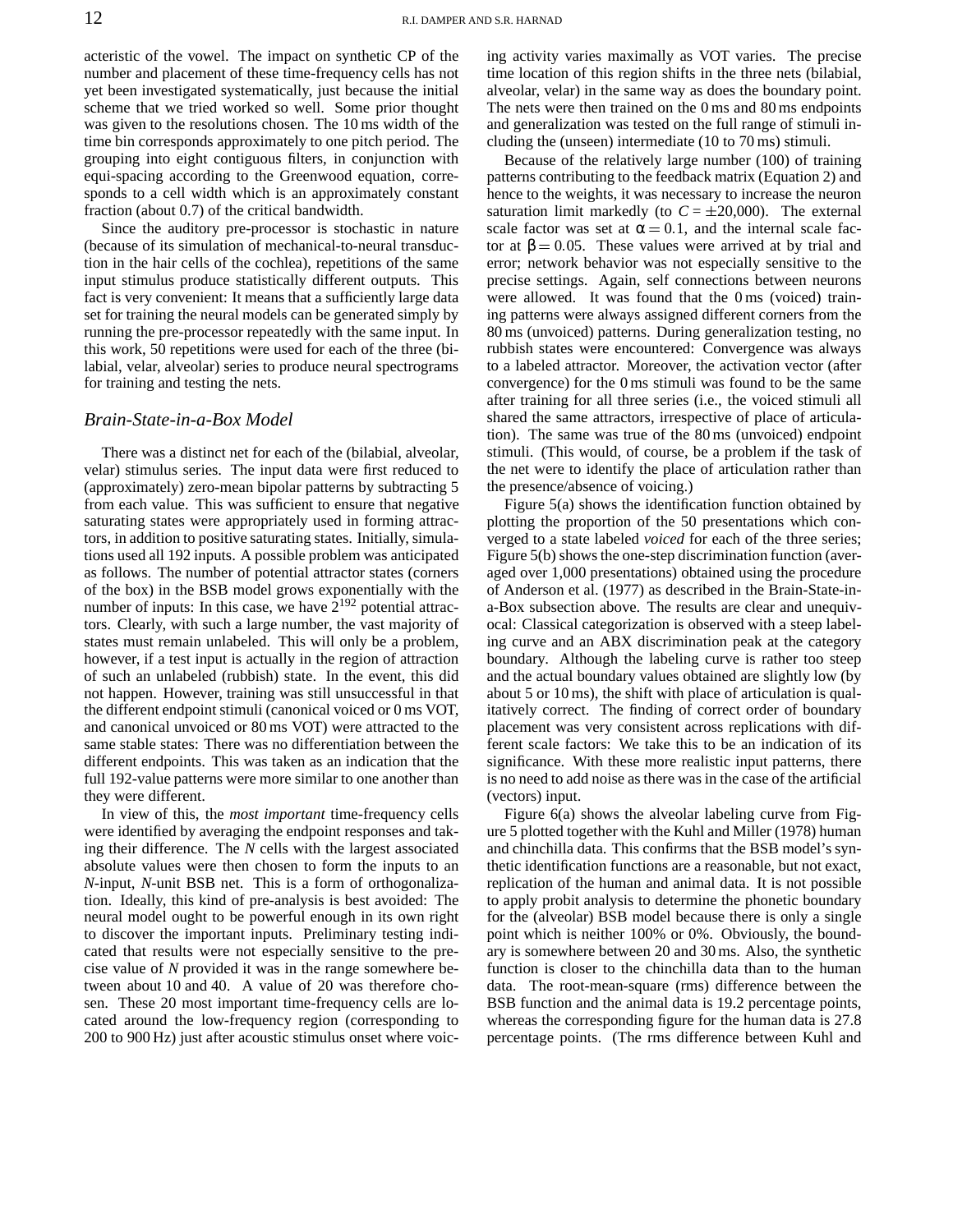acteristic of the vowel. The impact on synthetic CP of the number and placement of these time-frequency cells has not yet been investigated systematically, just because the initial scheme that we tried worked so well. Some prior thought was given to the resolutions chosen. The 10 ms width of the time bin corresponds approximately to one pitch period. The grouping into eight contiguous filters, in conjunction with equi-spacing according to the Greenwood equation, corresponds to a cell width which is an approximately constant fraction (about 0.7) of the critical bandwidth.

Since the auditory pre-processor is stochastic in nature (because of its simulation of mechanical-to-neural transduction in the hair cells of the cochlea), repetitions of the same input stimulus produce statistically different outputs. This fact is very convenient: It means that a sufficiently large data set for training the neural models can be generated simply by running the pre-processor repeatedly with the same input. In this work, 50 repetitions were used for each of the three (bilabial, velar, alveolar) series to produce neural spectrograms for training and testing the nets.

### *Brain-State-in-a-Box Model*

There was a distinct net for each of the (bilabial, alveolar, velar) stimulus series. The input data were first reduced to (approximately) zero-mean bipolar patterns by subtracting 5 from each value. This was sufficient to ensure that negative saturating states were appropriately used in forming attractors, in addition to positive saturating states. Initially, simulations used all 192 inputs. A possible problem was anticipated as follows. The number of potential attractor states (corners of the box) in the BSB model grows exponentially with the number of inputs: In this case, we have $2^{192}$ potential attractors. Clearly, with such a large number, the vast majority of states must remain unlabeled. This will only be a problem, however, if a test input is actually in the region of attraction of such an unlabeled (rubbish) state. In the event, this did not happen. However, training was still unsuccessful in that the different endpoint stimuli (canonical voiced or 0 ms VOT, and canonical unvoiced or 80 ms VOT) were attracted to the same stable states: There was no differentiation between the different endpoints. This was taken as an indication that the full 192-value patterns were more similar to one another than they were different.

In view of this, the *most important* time-frequency cells were identified by averaging the endpoint responses and taking their difference. The $N$ cells with the largest associated absolute values were then chosen to form the inputs to an $N$-input, $N$-unit BSB net. This is a form of orthogonalization. Ideally, this kind of pre-analysis is best avoided: The neural model ought to be powerful enough in its own right to discover the important inputs. Preliminary testing indicated that results were not especially sensitive to the precise value of $N$ provided it was in the range somewhere between about 10 and 40. A value of 20 was therefore chosen. These 20 most important time-frequency cells are located around the low-frequency region (corresponding to 200 to 900 Hz) just after acoustic stimulus onset where voicing activity varies maximally as VOT varies. The precise time location of this region shifts in the three nets (bilabial, alveolar, velar) in the same way as does the boundary point. The nets were then trained on the 0 ms and 80 ms endpoints and generalization was tested on the full range of stimuli including the (unseen) intermediate (10 to 70 ms) stimuli.

Because of the relatively large number (100) of training patterns contributing to the feedback matrix (Equation 2) and hence to the weights, it was necessary to increase the neuron saturation limit markedly (to $C = \pm 20{,}000$). The external scale factor was set at $\alpha = 0.1$, and the internal scale factor at $\beta = 0.05$. These values were arrived at by trial and error; network behavior was not especially sensitive to the precise settings. Again, self connections between neurons were allowed. It was found that the 0 ms (voiced) training patterns were always assigned different corners from the 80 ms (unvoiced) patterns. During generalization testing, no rubbish states were encountered: Convergence was always to a labeled attractor. Moreover, the activation vector (after convergence) for the 0 ms stimuli was found to be the same after training for all three series (i.e., the voiced stimuli all shared the same attractors, irrespective of place of articulation). The same was true of the 80 ms (unvoiced) endpoint stimuli. (This would, of course, be a problem if the task of the net were to identify the place of articulation rather than the presence/absence of voicing.)

Figure 5(a) shows the identification function obtained by plotting the proportion of the 50 presentations which converged to a state labeled *voiced* for each of the three series; Figure 5(b) shows the one-step discrimination function (averaged over 1,000 presentations) obtained using the procedure of Anderson et al. (1977) as described in the Brain-State-in-a-Box subsection above. The results are clear and unequivocal: Classical categorization is observed with a steep labeling curve and an ABX discrimination peak at the category boundary. Although the labeling curve is rather too steep and the actual boundary values obtained are slightly low (by about 5 or 10 ms), the shift with place of articulation is qualitatively correct. The finding of correct order of boundary placement was very consistent across replications with different scale factors: We take this to be an indication of its significance. With these more realistic input patterns, there is no need to add noise as there was in the case of the artificial (vectors) input.

Figure 6(a) shows the alveolar labeling curve from Figure 5 plotted together with the Kuhl and Miller (1978) human and chinchilla data. This confirms that the BSB model's synthetic identification functions are a reasonable, but not exact, replication of the human and animal data. It is not possible to apply probit analysis to determine the phonetic boundary for the (alveolar) BSB model because there is only a single point which is neither 100% or 0%. Obviously, the boundary is somewhere between 20 and 30 ms. Also, the synthetic function is closer to the chinchilla data than to the human data. The root-mean-square (rms) difference between the BSB function and the animal data is 19.2 percentage points, whereas the corresponding figure for the human data is 27.8 percentage points. (The rms difference between Kuhl and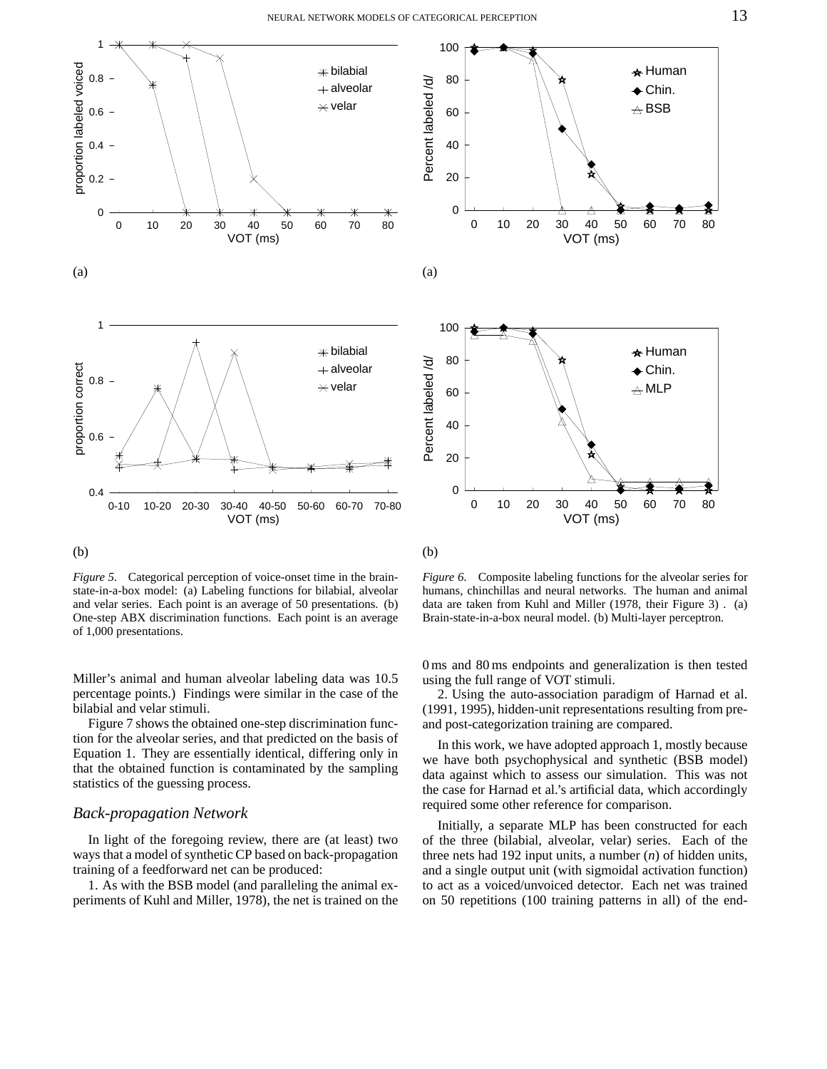(a)

(b)

*Figure 5.* Categorical perception of voice-onset time in the brain-state-in-a-box model: (a) Labeling functions for bilabial, alveolar and velar series. Each point is an average of 50 presentations. (b) One-step ABX discrimination functions. Each point is an average of 1,000 presentations.

(a)

(b)

*Figure 6.* Composite labeling functions for the alveolar series for humans, chinchillas and neural networks. The human and animal data are taken from Kuhl and Miller (1978, their Figure 3) . (a) Brain-state-in-a-box neural model. (b) Multi-layer perceptron.

Miller's animal and human alveolar labeling data was 10.5 percentage points.) Findings were similar in the case of the bilabial and velar stimuli.

Figure 7 shows the obtained one-step discrimination function for the alveolar series, and that predicted on the basis of Equation 1. They are essentially identical, differing only in that the obtained function is contaminated by the sampling statistics of the guessing process.

## *Back-propagation Network*

In light of the foregoing review, there are (at least) two ways that a model of synthetic CP based on back-propagation training of a feedforward net can be produced:

1. As with the BSB model (and paralleling the animal experiments of Kuhl and Miller, 1978), the net is trained on the 0 ms and 80 ms endpoints and generalization is then tested using the full range of VOT stimuli.

2. Using the auto-association paradigm of Harnad et al. (1991, 1995), hidden-unit representations resulting from pre- and post-categorization training are compared.

In this work, we have adopted approach 1, mostly because we have both psychophysical and synthetic (BSB model) data against which to assess our simulation. This was not the case for Harnad et al.'s artificial data, which accordingly required some other reference for comparison.

Initially, a separate MLP has been constructed for each of the three (bilabial, alveolar, velar) series. Each of the three nets had 192 input units, a number ($n$) of hidden units, and a single output unit (with sigmoidal activation function) to act as a voiced/unvoiced detector. Each net was trained on 50 repetitions (100 training patterns in all) of the end-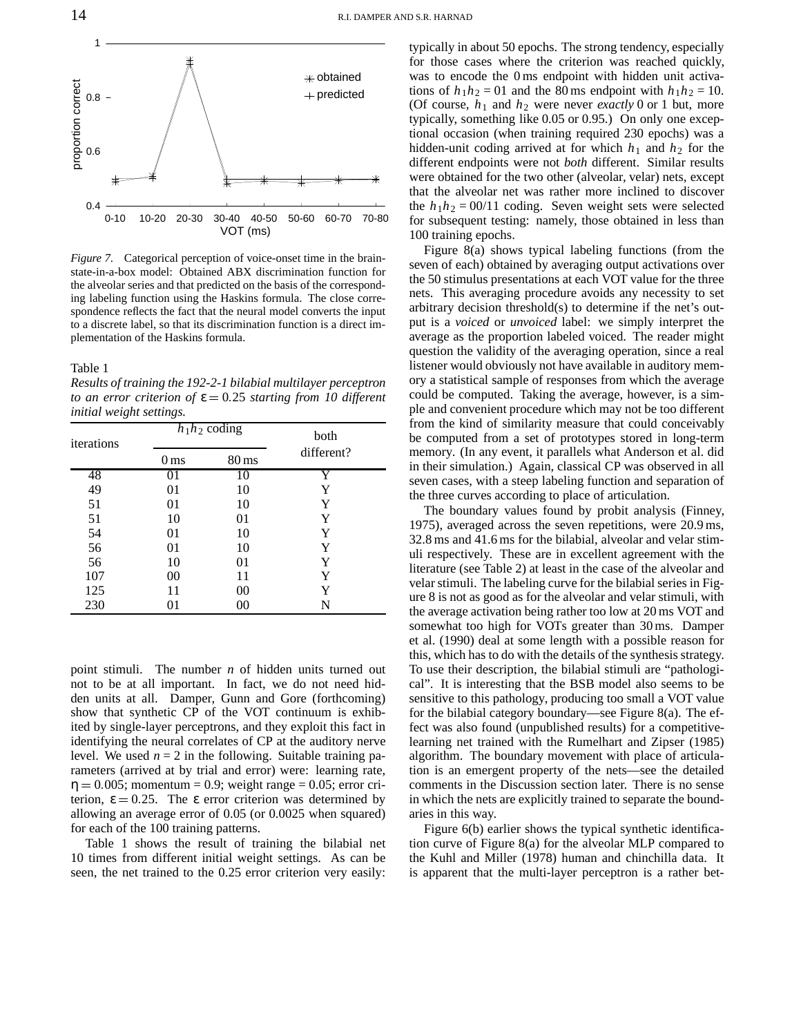*Figure 7.* Categorical perception of voice-onset time in the brain-state-in-a-box model: Obtained ABX discrimination function for the alveolar series and that predicted on the basis of the corresponding labeling function using the Haskins formula. The close correspondence reflects the fact that the neural model converts the input to a discrete label, so that its discrimination function is a direct implementation of the Haskins formula.

Table 1

*Results of training the 192-2-1 bilabial multilayer perceptron to an error criterion of* $\varepsilon = 0.25$ *starting from 10 different initial weight settings.*

| iterations | $h_1h_2$ coding | | both different? |
|---|---|---|---|
| | 0 ms | 80 ms | |
| 48 | 01 | 10 | Y |
| 49 | 01 | 10 | Y |
| 51 | 01 | 10 | Y |
| 51 | 10 | 01 | Y |
| 54 | 01 | 10 | Y |
| 56 | 01 | 10 | Y |
| 56 | 10 | 01 | Y |
| 107 | 00 | 11 | Y |
| 125 | 11 | 00 | Y |
| 230 | 01 | 00 | N |

point stimuli. The number $n$ of hidden units turned out not to be at all important. In fact, we do not need hidden units at all. Damper, Gunn and Gore (forthcoming) show that synthetic CP of the VOT continuum is exhibited by single-layer perceptrons, and they exploit this fact in identifying the neural correlates of CP at the auditory nerve level. We used $n = 2$ in the following. Suitable training parameters (arrived at by trial and error) were: learning rate, $\eta = 0.005$; momentum = 0.9; weight range = 0.05; error criterion, $\varepsilon = 0.25$. The $\varepsilon$ error criterion was determined by allowing an average error of 0.05 (or 0.0025 when squared) for each of the 100 training patterns.

Table 1 shows the result of training the bilabial net 10 times from different initial weight settings. As can be seen, the net trained to the 0.25 error criterion very easily: typically in about 50 epochs. The strong tendency, especially for those cases where the criterion was reached quickly, was to encode the 0 ms endpoint with hidden unit activations of $h_1h_2 = 01$ and the 80 ms endpoint with $h_1h_2 = 10$. (Of course, $h_1$ and $h_2$ were never *exactly* 0 or 1 but, more typically, something like 0.05 or 0.95.) On only one exceptional occasion (when training required 230 epochs) was a hidden-unit coding arrived at for which $h_1$ and $h_2$ for the different endpoints were not *both* different. Similar results were obtained for the two other (alveolar, velar) nets, except that the alveolar net was rather more inclined to discover the $h_1h_2 = 00/11$ coding. Seven weight sets were selected for subsequent testing: namely, those obtained in less than 100 training epochs.

Figure 8(a) shows typical labeling functions (from the seven of each) obtained by averaging output activations over the 50 stimulus presentations at each VOT value for the three nets. This averaging procedure avoids any necessity to set arbitrary decision threshold(s) to determine if the net's output is a *voiced* or *unvoiced* label: we simply interpret the average as the proportion labeled voiced. The reader might question the validity of the averaging operation, since a real listener would obviously not have available in auditory memory a statistical sample of responses from which the average could be computed. Taking the average, however, is a simple and convenient procedure which may not be too different from the kind of similarity measure that could conceivably be computed from a set of prototypes stored in long-term memory. (In any event, it parallels what Anderson et al. did in their simulation.) Again, classical CP was observed in all seven cases, with a steep labeling function and separation of the three curves according to place of articulation.

The boundary values found by probit analysis (Finney, 1975), averaged across the seven repetitions, were 20.9 ms, 32.8 ms and 41.6 ms for the bilabial, alveolar and velar stimuli respectively. These are in excellent agreement with the literature (see Table 2) at least in the case of the alveolar and velar stimuli. The labeling curve for the bilabial series in Figure 8 is not as good as for the alveolar and velar stimuli, with the average activation being rather too low at 20 ms VOT and somewhat too high for VOTs greater than 30 ms. Damper et al. (1990) deal at some length with a possible reason for this, which has to do with the details of the synthesis strategy. To use their description, the bilabial stimuli are "pathological". It is interesting that the BSB model also seems to be sensitive to this pathology, producing too small a VOT value for the bilabial category boundary—see Figure 8(a). The effect was also found (unpublished results) for a competitive-learning net trained with the Rumelhart and Zipser (1985) algorithm. The boundary movement with place of articulation is an emergent property of the nets—see the detailed comments in the Discussion section later. There is no sense in which the nets are explicitly trained to separate the boundaries in this way.

Figure 6(b) earlier shows the typical synthetic identification curve of Figure 8(a) for the alveolar MLP compared to the Kuhl and Miller (1978) human and chinchilla data. It is apparent that the multi-layer perceptron is a rather bet-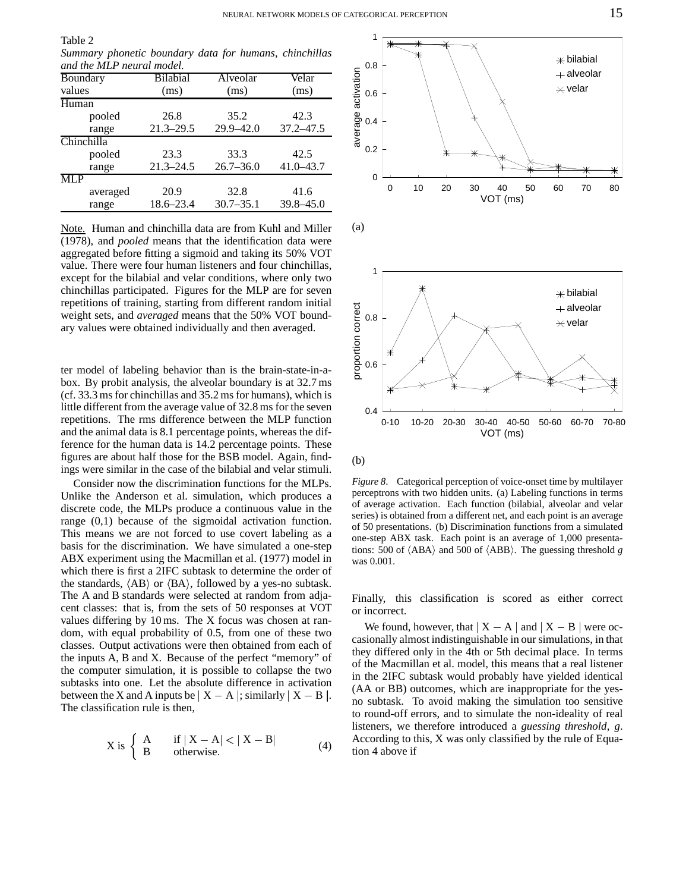Table 2

*Summary phonetic boundary data for humans, chinchillas and the MLP neural model.*

| Boundary values | Bilabial (ms) | Alveolar (ms) | Velar (ms) |
|---|---|---|---|
| Human | | | |
| pooled | 26.8 | 35.2 | 42.3 |
| range | 21.3–29.5 | 29.9–42.0 | 37.2–47.5 |
| Chinchilla | | | |
| pooled | 23.3 | 33.3 | 42.5 |
| range | 21.3–24.5 | 26.7–36.0 | 41.0–43.7 |
| MLP | | | |
| averaged | 20.9 | 32.8 | 41.6 |
| range | 18.6–23.4 | 30.7–35.1 | 39.8–45.0 |

Note. Human and chinchilla data are from Kuhl and Miller (1978), and *pooled* means that the identification data were aggregated before fitting a sigmoid and taking its 50% VOT value. There were four human listeners and four chinchillas, except for the bilabial and velar conditions, where only two chinchillas participated. Figures for the MLP are for seven repetitions of training, starting from different random initial weight sets, and *averaged* means that the 50% VOT boundary values were obtained individually and then averaged.

ter model of labeling behavior than is the brain-state-in-a-box. By probit analysis, the alveolar boundary is at 32.7 ms (cf. 33.3 ms for chinchillas and 35.2 ms for humans), which is little different from the average value of 32.8 ms for the seven repetitions. The rms difference between the MLP function and the animal data is 8.1 percentage points, whereas the difference for the human data is 14.2 percentage points. These figures are about half those for the BSB model. Again, findings were similar in the case of the bilabial and velar stimuli.

Consider now the discrimination functions for the MLPs. Unlike the Anderson et al. simulation, which produces a discrete code, the MLPs produce a continuous value in the range (0,1) because of the sigmoidal activation function. This means we are not forced to use covert labeling as a basis for the discrimination. We have simulated a one-step ABX experiment using the Macmillan et al. (1977) model in which there is first a 2IFC subtask to determine the order of the standards, ⟨AB⟩ or ⟨BA⟩, followed by a yes-no subtask. The A and B standards were selected at random from adjacent classes: that is, from the sets of 50 responses at VOT values differing by 10 ms. The X focus was chosen at random, with equal probability of 0.5, from one of these two classes. Output activations were then obtained from each of the inputs A, B and X. Because of the perfect "memory" of the computer simulation, it is possible to collapse the two subtasks into one. Let the absolute difference in activation between the X and A inputs be $|\mathrm{X}-\mathrm{A}|$; similarly $|\mathrm{X}-\mathrm{B}|$. The classification rule is then,

$$\mathrm{X} \text{ is } \begin{cases} \mathrm{A} & \text{if } |\mathrm{X}-\mathrm{A}| < |\mathrm{X}-\mathrm{B}| \\ \mathrm{B} & \text{otherwise.} \end{cases} \quad (4)$$

(a)

(b)

*Figure 8*. Categorical perception of voice-onset time by multilayer perceptrons with two hidden units. (a) Labeling functions in terms of average activation. Each function (bilabial, alveolar and velar series) is obtained from a different net, and each point is an average of 50 presentations. (b) Discrimination functions from a simulated one-step ABX task. Each point is an average of 1,000 presentations: 500 of ⟨ABA⟩ and 500 of ⟨ABB⟩. The guessing threshold $g$ was 0.001.

Finally, this classification is scored as either correct or incorrect.

We found, however, that $|\mathrm{X}-\mathrm{A}|$ and $|\mathrm{X}-\mathrm{B}|$ were occasionally almost indistinguishable in our simulations, in that they differed only in the 4th or 5th decimal place. In terms of the Macmillan et al. model, this means that a real listener in the 2IFC subtask would probably have yielded identical (AA or BB) outcomes, which are inappropriate for the yes-no subtask. To avoid making the simulation too sensitive to round-off errors, and to simulate the non-ideality of real listeners, we therefore introduced a *guessing threshold*, $g$. According to this, X was only classified by the rule of Equation 4 above if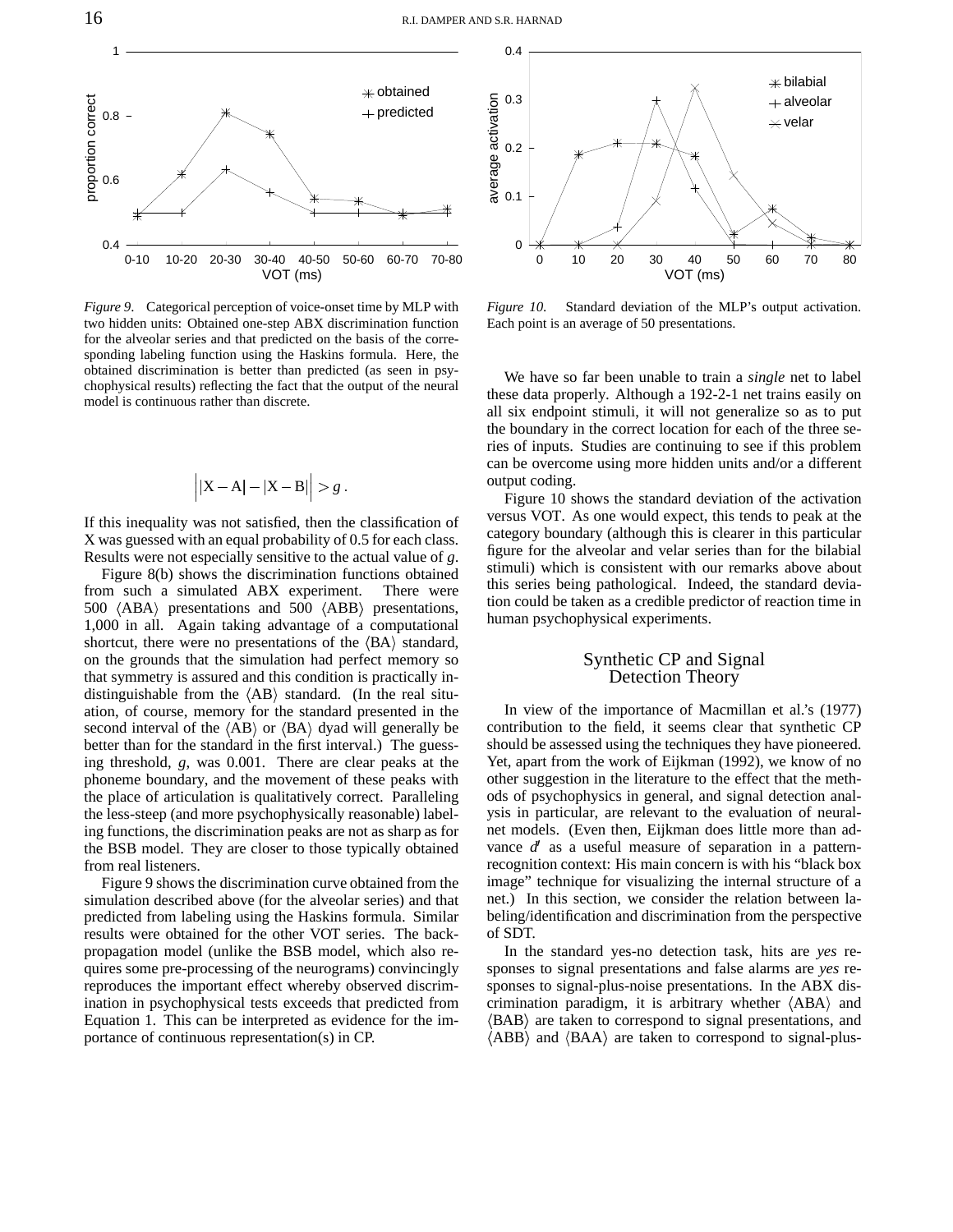*Figure 9.* Categorical perception of voice-onset time by MLP with two hidden units: Obtained one-step ABX discrimination function for the alveolar series and that predicted on the basis of the corresponding labeling function using the Haskins formula. Here, the obtained discrimination is better than predicted (as seen in psychophysical results) reflecting the fact that the output of the neural model is continuous rather than discrete.

*Figure 10.* Standard deviation of the MLP's output activation. Each point is an average of 50 presentations.

$$\Big| |X - A| - |X - B| \Big| > g\,.$$

If this inequality was not satisfied, then the classification of X was guessed with an equal probability of 0.5 for each class. Results were not especially sensitive to the actual value of $g$.

Figure 8(b) shows the discrimination functions obtained from such a simulated ABX experiment. There were 500 ⟨ABA⟩ presentations and 500 ⟨ABB⟩ presentations, 1,000 in all. Again taking advantage of a computational shortcut, there were no presentations of the ⟨BA⟩ standard, on the grounds that the simulation had perfect memory so that symmetry is assured and this condition is practically indistinguishable from the ⟨AB⟩ standard. (In the real situation, of course, memory for the standard presented in the second interval of the ⟨AB⟩ or ⟨BA⟩ dyad will generally be better than for the standard in the first interval.) The guessing threshold, $g$, was 0.001. There are clear peaks at the phoneme boundary, and the movement of these peaks with the place of articulation is qualitatively correct. Paralleling the less-steep (and more psychophysically reasonable) labeling functions, the discrimination peaks are not as sharp as for the BSB model. They are closer to those typically obtained from real listeners.

Figure 9 shows the discrimination curve obtained from the simulation described above (for the alveolar series) and that predicted from labeling using the Haskins formula. Similar results were obtained for the other VOT series. The back-propagation model (unlike the BSB model, which also requires some pre-processing of the neurograms) convincingly reproduces the important effect whereby observed discrimination in psychophysical tests exceeds that predicted from Equation 1. This can be interpreted as evidence for the importance of continuous representation(s) in CP.

We have so far been unable to train a *single* net to label these data properly. Although a 192-2-1 net trains easily on all six endpoint stimuli, it will not generalize so as to put the boundary in the correct location for each of the three series of inputs. Studies are continuing to see if this problem can be overcome using more hidden units and/or a different output coding.

Figure 10 shows the standard deviation of the activation versus VOT. As one would expect, this tends to peak at the category boundary (although this is clearer in this particular figure for the alveolar and velar series than for the bilabial stimuli) which is consistent with our remarks above about this series being pathological. Indeed, the standard deviation could be taken as a credible predictor of reaction time in human psychophysical experiments.

## Synthetic CP and Signal Detection Theory

In view of the importance of Macmillan et al.'s (1977) contribution to the field, it seems clear that synthetic CP should be assessed using the techniques they have pioneered. Yet, apart from the work of Eijkman (1992), we know of no other suggestion in the literature to the effect that the methods of psychophysics in general, and signal detection analysis in particular, are relevant to the evaluation of neural-net models. (Even then, Eijkman does little more than advance $d'$ as a useful measure of separation in a pattern-recognition context: His main concern is with his "black box image" technique for visualizing the internal structure of a net.) In this section, we consider the relation between labeling/identification and discrimination from the perspective of SDT.

In the standard yes-no detection task, hits are *yes* responses to signal presentations and false alarms are *yes* responses to signal-plus-noise presentations. In the ABX discrimination paradigm, it is arbitrary whether ⟨ABA⟩ and ⟨BAB⟩ are taken to correspond to signal presentations, and ⟨ABB⟩ and ⟨BAA⟩ are taken to correspond to signal-plus-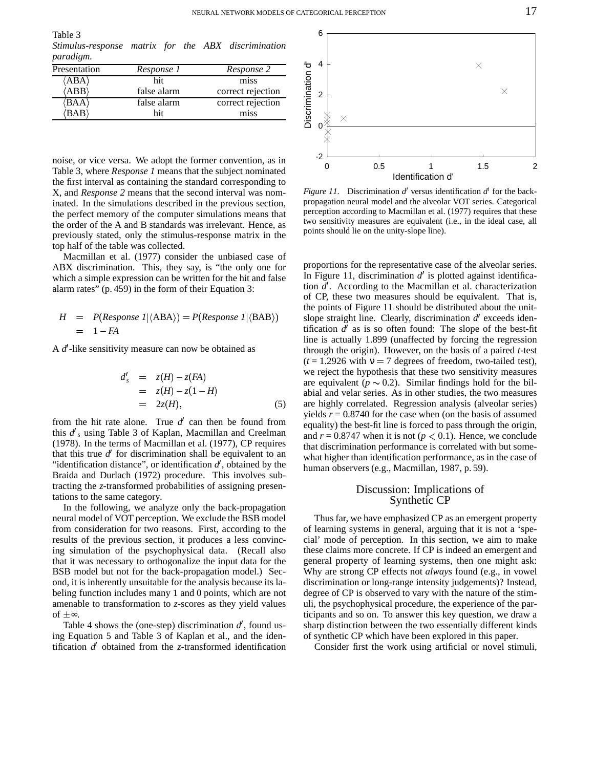Table 3
*Stimulus-response matrix for the ABX discrimination paradigm.*

| Presentation | *Response 1* | *Response 2* |
|---|---|---|
| ⟨ABA⟩ | hit | miss |
| ⟨ABB⟩ | false alarm | correct rejection |
| ⟨BAA⟩ | false alarm | correct rejection |
| ⟨BAB⟩ | hit | miss |

noise, or vice versa. We adopt the former convention, as in Table 3, where *Response 1* means that the subject nominated the first interval as containing the standard corresponding to X, and *Response 2* means that the second interval was nominated. In the simulations described in the previous section, the perfect memory of the computer simulations means that the order of the A and B standards was irrelevant. Hence, as previously stated, only the stimulus-response matrix in the top half of the table was collected.

Macmillan et al. (1977) consider the unbiased case of ABX discrimination. This, they say, is "the only one for which a simple expression can be written for the hit and false alarm rates" (p. 459) in the form of their Equation 3:

$$\begin{aligned} H &= P(Response\ 1 | \langle \text{ABA} \rangle) = P(Response\ 1 | \langle \text{BAB} \rangle) \\ &= 1 - FA \end{aligned}$$

A $d'$-like sensitivity measure can now be obtained as

$$\begin{aligned} d'_s &= z(H) - z(FA) \\ &= z(H) - z(1-H) \\ &= 2z(H), \end{aligned} \tag{5}$$

from the hit rate alone. True $d'$ can then be found from this $d'_s$ using Table 3 of Kaplan, Macmillan and Creelman (1978). In the terms of Macmillan et al. (1977), CP requires that this true $d'$ for discrimination shall be equivalent to an "identification distance", or identification $d'$, obtained by the Braida and Durlach (1972) procedure. This involves subtracting the *z*-transformed probabilities of assigning presentations to the same category.

In the following, we analyze only the back-propagation neural model of VOT perception. We exclude the BSB model from consideration for two reasons. First, according to the results of the previous section, it produces a less convincing simulation of the psychophysical data. (Recall also that it was necessary to orthogonalize the input data for the BSB model but not for the back-propagation model.) Second, it is inherently unsuitable for the analysis because its labeling function includes many 1 and 0 points, which are not amenable to transformation to *z*-scores as they yield values of $\pm\infty$.

Table 4 shows the (one-step) discrimination $d'$, found using Equation 5 and Table 3 of Kaplan et al., and the identification $d'$ obtained from the *z*-transformed identification

*Figure 11*. Discrimination $d'$ versus identification $d'$ for the back-propagation neural model and the alveolar VOT series. Categorical perception according to Macmillan et al. (1977) requires that these two sensitivity measures are equivalent (i.e., in the ideal case, all points should lie on the unity-slope line).

proportions for the representative case of the alveolar series. In Figure 11, discrimination $d'$ is plotted against identification $d'$. According to the Macmillan et al. characterization of CP, these two measures should be equivalent. That is, the points of Figure 11 should be distributed about the unit-slope straight line. Clearly, discrimination $d'$ exceeds identification $d'$ as is so often found: The slope of the best-fit line is actually 1.899 (unaffected by forcing the regression through the origin). However, on the basis of a paired *t*-test ($t = 1.2926$ with $\nu = 7$ degrees of freedom, two-tailed test), we reject the hypothesis that these two sensitivity measures are equivalent ($p \sim 0.2$). Similar findings hold for the bilabial and velar series. As in other studies, the two measures are highly correlated. Regression analysis (alveolar series) yields $r = 0.8740$ for the case when (on the basis of assumed equality) the best-fit line is forced to pass through the origin, and $r = 0.8747$ when it is not ($p < 0.1$). Hence, we conclude that discrimination performance is correlated with but somewhat higher than identification performance, as in the case of human observers (e.g., Macmillan, 1987, p. 59).

## Discussion: Implications of Synthetic CP

Thus far, we have emphasized CP as an emergent property of learning systems in general, arguing that it is not a 'special' mode of perception. In this section, we aim to make these claims more concrete. If CP is indeed an emergent and general property of learning systems, then one might ask: Why are strong CP effects not *always* found (e.g., in vowel discrimination or long-range intensity judgements)? Instead, degree of CP is observed to vary with the nature of the stimuli, the psychophysical procedure, the experience of the participants and so on. To answer this key question, we draw a sharp distinction between the two essentially different kinds of synthetic CP which have been explored in this paper.

Consider first the work using artificial or novel stimuli,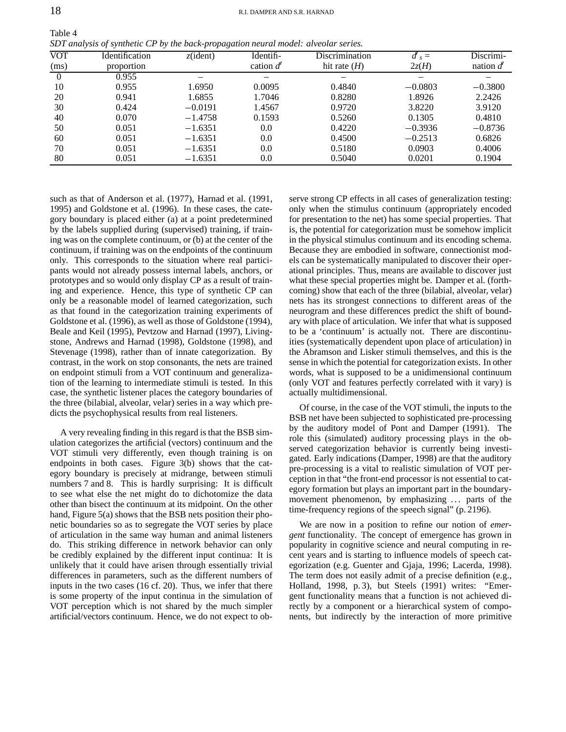Table 4
*SDT analysis of synthetic CP by the back-propagation neural model: alveolar series.*

| VOT (ms) | Identification proportion | $z$(ident) | Identification $d'$ | Discrimination hit rate ($H$) | $d'_s = 2z(H)$ | Discrimination $d'$ |
|---|---|---|---|---|---|---|
| 0 | 0.955 | – | – | – | – | – |
| 10 | 0.955 | 1.6950 | 0.0095 | 0.4840 | −0.0803 | −0.3800 |
| 20 | 0.941 | 1.6855 | 1.7046 | 0.8280 | 1.8926 | 2.2426 |
| 30 | 0.424 | −0.0191 | 1.4567 | 0.9720 | 3.8220 | 3.9120 |
| 40 | 0.070 | −1.4758 | 0.1593 | 0.5260 | 0.1305 | 0.4810 |
| 50 | 0.051 | −1.6351 | 0.0 | 0.4220 | −0.3936 | −0.8736 |
| 60 | 0.051 | −1.6351 | 0.0 | 0.4500 | −0.2513 | 0.6826 |
| 70 | 0.051 | −1.6351 | 0.0 | 0.5180 | 0.0903 | 0.4006 |
| 80 | 0.051 | −1.6351 | 0.0 | 0.5040 | 0.0201 | 0.1904 |

such as that of Anderson et al. (1977), Harnad et al. (1991, 1995) and Goldstone et al. (1996). In these cases, the category boundary is placed either (a) at a point predetermined by the labels supplied during (supervised) training, if training was on the complete continuum, or (b) at the center of the continuum, if training was on the endpoints of the continuum only. This corresponds to the situation where real participants would not already possess internal labels, anchors, or prototypes and so would only display CP as a result of training and experience. Hence, this type of synthetic CP can only be a reasonable model of learned categorization, such as that found in the categorization training experiments of Goldstone et al. (1996), as well as those of Goldstone (1994), Beale and Keil (1995), Pevtzow and Harnad (1997), Livingstone, Andrews and Harnad (1998), Goldstone (1998), and Stevenage (1998), rather than of innate categorization. By contrast, in the work on stop consonants, the nets are trained on endpoint stimuli from a VOT continuum and generalization of the learning to intermediate stimuli is tested. In this case, the synthetic listener places the category boundaries of the three (bilabial, alveolar, velar) series in a way which predicts the psychophysical results from real listeners.

A very revealing finding in this regard is that the BSB simulation categorizes the artificial (vectors) continuum and the VOT stimuli very differently, even though training is on endpoints in both cases. Figure 3(b) shows that the category boundary is precisely at midrange, between stimuli numbers 7 and 8. This is hardly surprising: It is difficult to see what else the net might do to dichotomize the data other than bisect the continuum at its midpoint. On the other hand, Figure 5(a) shows that the BSB nets position their phonetic boundaries so as to segregate the VOT series by place of articulation in the same way human and animal listeners do. This striking difference in network behavior can only be credibly explained by the different input continua: It is unlikely that it could have arisen through essentially trivial differences in parameters, such as the different numbers of inputs in the two cases (16 cf. 20). Thus, we infer that there is some property of the input continua in the simulation of VOT perception which is not shared by the much simpler artificial/vectors continuum. Hence, we do not expect to observe strong CP effects in all cases of generalization testing: only when the stimulus continuum (appropriately encoded for presentation to the net) has some special properties. That is, the potential for categorization must be somehow implicit in the physical stimulus continuum and its encoding schema. Because they are embodied in software, connectionist models can be systematically manipulated to discover their operational principles. Thus, means are available to discover just what these special properties might be. Damper et al. (forthcoming) show that each of the three (bilabial, alveolar, velar) nets has its strongest connections to different areas of the neurogram and these differences predict the shift of boundary with place of articulation. We infer that what is supposed to be a 'continuum' is actually not. There are discontinuities (systematically dependent upon place of articulation) in the Abramson and Lisker stimuli themselves, and this is the sense in which the potential for categorization exists. In other words, what is supposed to be a unidimensional continuum (only VOT and features perfectly correlated with it vary) is actually multidimensional.

Of course, in the case of the VOT stimuli, the inputs to the BSB net have been subjected to sophisticated pre-processing by the auditory model of Pont and Damper (1991). The role this (simulated) auditory processing plays in the observed categorization behavior is currently being investigated. Early indications (Damper, 1998) are that the auditory pre-processing is a vital to realistic simulation of VOT perception in that "the front-end processor is not essential to category formation but plays an important part in the boundary-movement phenomenon, by emphasizing … parts of the time-frequency regions of the speech signal" (p. 2196).

We are now in a position to refine our notion of *emergent* functionality. The concept of emergence has grown in popularity in cognitive science and neural computing in recent years and is starting to influence models of speech categorization (e.g. Guenter and Gjaja, 1996; Lacerda, 1998). The term does not easily admit of a precise definition (e.g., Holland, 1998, p. 3), but Steels (1991) writes: "Emergent functionality means that a function is not achieved directly by a component or a hierarchical system of components, but indirectly by the interaction of more primitive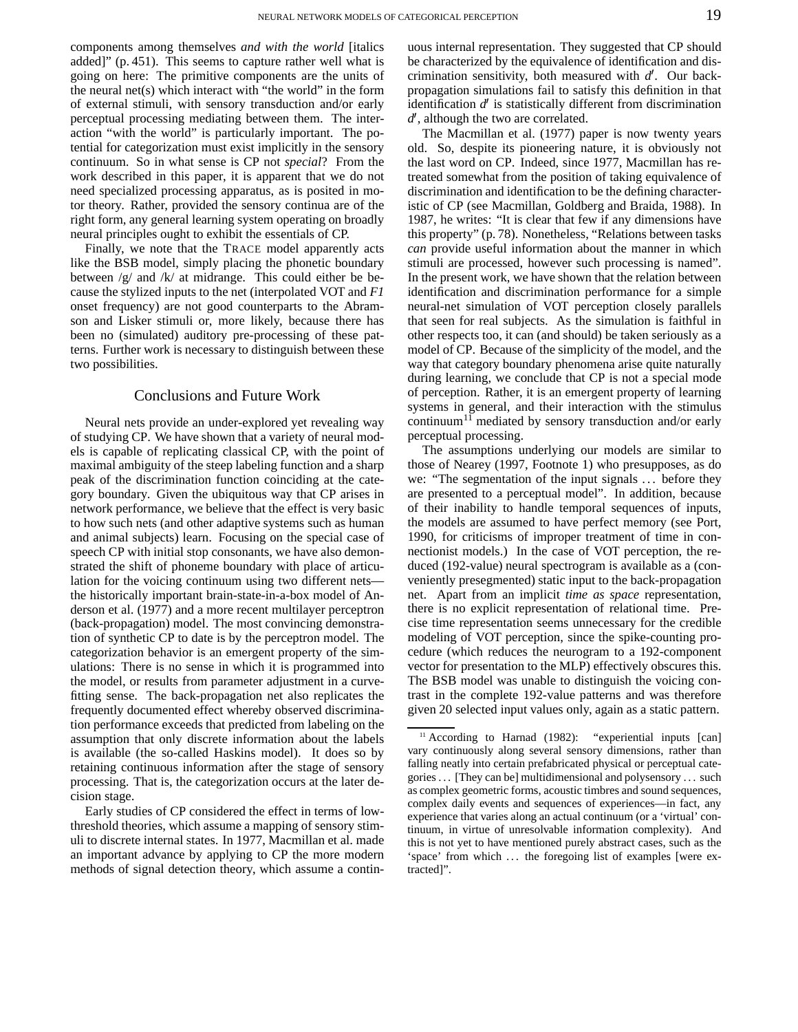components among themselves *and with the world* [italics added]" (p. 451). This seems to capture rather well what is going on here: The primitive components are the units of the neural net(s) which interact with "the world" in the form of external stimuli, with sensory transduction and/or early perceptual processing mediating between them. The interaction "with the world" is particularly important. The potential for categorization must exist implicitly in the sensory continuum. So in what sense is CP not *special*? From the work described in this paper, it is apparent that we do not need specialized processing apparatus, as is posited in motor theory. Rather, provided the sensory continua are of the right form, any general learning system operating on broadly neural principles ought to exhibit the essentials of CP.

Finally, we note that the TRACE model apparently acts like the BSB model, simply placing the phonetic boundary between /g/ and /k/ at midrange. This could either be because the stylized inputs to the net (interpolated VOT and *F1* onset frequency) are not good counterparts to the Abramson and Lisker stimuli or, more likely, because there has been no (simulated) auditory pre-processing of these patterns. Further work is necessary to distinguish between these two possibilities.

## Conclusions and Future Work

Neural nets provide an under-explored yet revealing way of studying CP. We have shown that a variety of neural models is capable of replicating classical CP, with the point of maximal ambiguity of the steep labeling function and a sharp peak of the discrimination function coinciding at the category boundary. Given the ubiquitous way that CP arises in network performance, we believe that the effect is very basic to how such nets (and other adaptive systems such as human and animal subjects) learn. Focusing on the special case of speech CP with initial stop consonants, we have also demonstrated the shift of phoneme boundary with place of articulation for the voicing continuum using two different nets—the historically important brain-state-in-a-box model of Anderson et al. (1977) and a more recent multilayer perceptron (back-propagation) model. The most convincing demonstration of synthetic CP to date is by the perceptron model. The categorization behavior is an emergent property of the simulations: There is no sense in which it is programmed into the model, or results from parameter adjustment in a curve-fitting sense. The back-propagation net also replicates the frequently documented effect whereby observed discrimination performance exceeds that predicted from labeling on the assumption that only discrete information about the labels is available (the so-called Haskins model). It does so by retaining continuous information after the stage of sensory processing. That is, the categorization occurs at the later decision stage.

Early studies of CP considered the effect in terms of low-threshold theories, which assume a mapping of sensory stimuli to discrete internal states. In 1977, Macmillan et al. made an important advance by applying to CP the more modern methods of signal detection theory, which assume a continuous internal representation. They suggested that CP should be characterized by the equivalence of identification and discrimination sensitivity, both measured with $d'$. Our back-propagation simulations fail to satisfy this definition in that identification $d'$ is statistically different from discrimination $d'$, although the two are correlated.

The Macmillan et al. (1977) paper is now twenty years old. So, despite its pioneering nature, it is obviously not the last word on CP. Indeed, since 1977, Macmillan has retreated somewhat from the position of taking equivalence of discrimination and identification to be the defining characteristic of CP (see Macmillan, Goldberg and Braida, 1988). In 1987, he writes: "It is clear that few if any dimensions have this property" (p. 78). Nonetheless, "Relations between tasks *can* provide useful information about the manner in which stimuli are processed, however such processing is named". In the present work, we have shown that the relation between identification and discrimination performance for a simple neural-net simulation of VOT perception closely parallels that seen for real subjects. As the simulation is faithful in other respects too, it can (and should) be taken seriously as a model of CP. Because of the simplicity of the model, and the way that category boundary phenomena arise quite naturally during learning, we conclude that CP is not a special mode of perception. Rather, it is an emergent property of learning systems in general, and their interaction with the stimulus continuum[11] mediated by sensory transduction and/or early perceptual processing.

The assumptions underlying our models are similar to those of Nearey (1997, Footnote 1) who presupposes, as do we: "The segmentation of the input signals ... before they are presented to a perceptual model". In addition, because of their inability to handle temporal sequences of inputs, the models are assumed to have perfect memory (see Port, 1990, for criticisms of improper treatment of time in connectionist models.) In the case of VOT perception, the reduced (192-value) neural spectrogram is available as a (conveniently presegmented) static input to the back-propagation net. Apart from an implicit *time as space* representation, there is no explicit representation of relational time. Precise time representation seems unnecessary for the credible modeling of VOT perception, since the spike-counting procedure (which reduces the neurogram to a 192-component vector for presentation to the MLP) effectively obscures this. The BSB model was unable to distinguish the voicing contrast in the complete 192-value patterns and was therefore given 20 selected input values only, again as a static pattern.

[11] According to Harnad (1982): "experiential inputs [can] vary continuously along several sensory dimensions, rather than falling neatly into certain prefabricated physical or perceptual categories ... [They can be] multidimensional and polysensory ... such as complex geometric forms, acoustic timbres and sound sequences, complex daily events and sequences of experiences—in fact, any experience that varies along an actual continuum (or a 'virtual' continuum, in virtue of unresolvable information complexity). And this is not yet to have mentioned purely abstract cases, such as the 'space' from which ... the foregoing list of examples [were extracted]".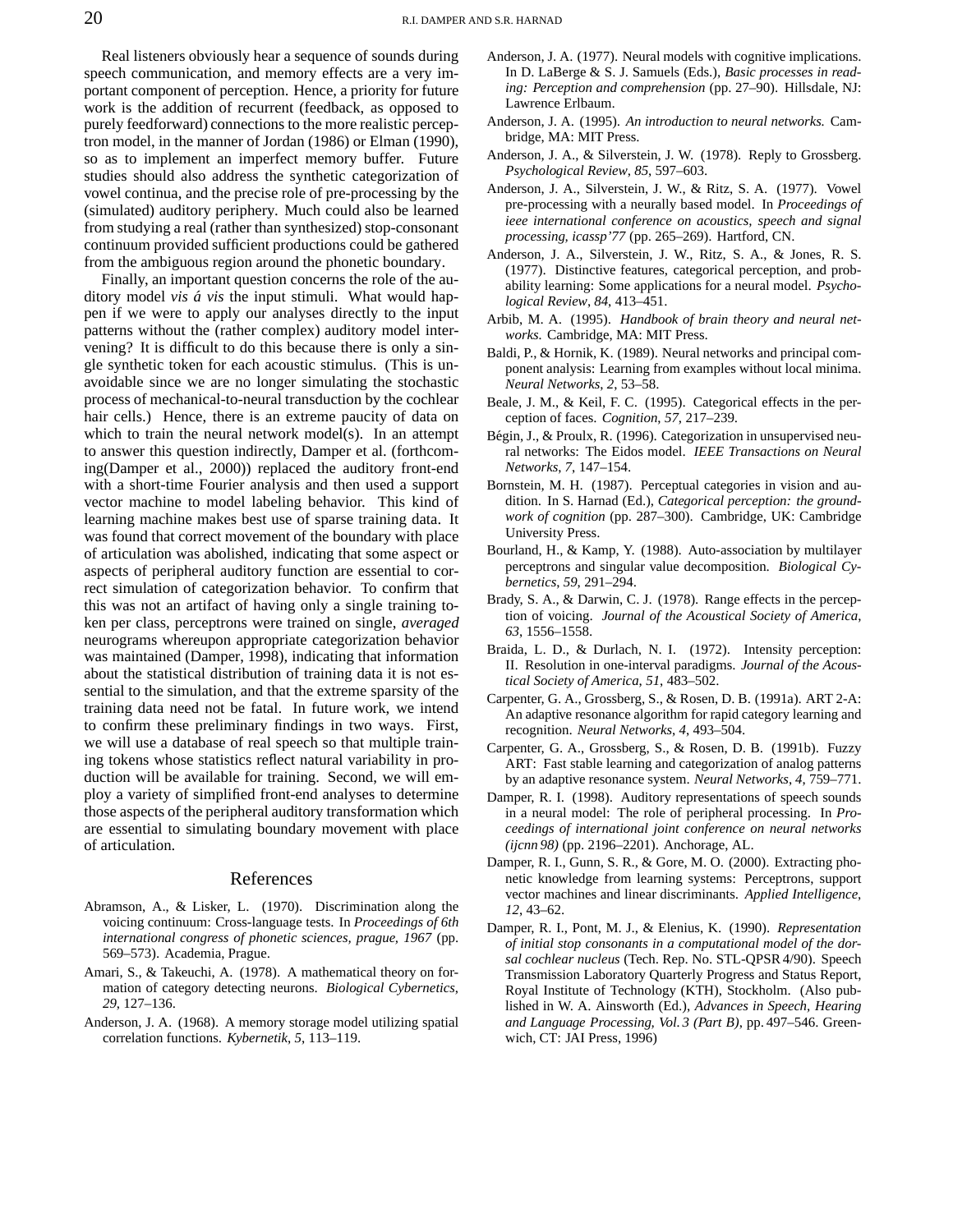Real listeners obviously hear a sequence of sounds during speech communication, and memory effects are a very important component of perception. Hence, a priority for future work is the addition of recurrent (feedback, as opposed to purely feedforward) connections to the more realistic perceptron model, in the manner of Jordan (1986) or Elman (1990), so as to implement an imperfect memory buffer. Future studies should also address the synthetic categorization of vowel continua, and the precise role of pre-processing by the (simulated) auditory periphery. Much could also be learned from studying a real (rather than synthesized) stop-consonant continuum provided sufficient productions could be gathered from the ambiguous region around the phonetic boundary.

Finally, an important question concerns the role of the auditory model *vis á vis* the input stimuli. What would happen if we were to apply our analyses directly to the input patterns without the (rather complex) auditory model intervening? It is difficult to do this because there is only a single synthetic token for each acoustic stimulus. (This is unavoidable since we are no longer simulating the stochastic process of mechanical-to-neural transduction by the cochlear hair cells.) Hence, there is an extreme paucity of data on which to train the neural network model(s). In an attempt to answer this question indirectly, Damper et al. (forthcoming(Damper et al., 2000)) replaced the auditory front-end with a short-time Fourier analysis and then used a support vector machine to model labeling behavior. This kind of learning machine makes best use of sparse training data. It was found that correct movement of the boundary with place of articulation was abolished, indicating that some aspect or aspects of peripheral auditory function are essential to correct simulation of categorization behavior. To confirm that this was not an artifact of having only a single training token per class, perceptrons were trained on single, *averaged* neurograms whereupon appropriate categorization behavior was maintained (Damper, 1998), indicating that information about the statistical distribution of training data it is not essential to the simulation, and that the extreme sparsity of the training data need not be fatal. In future work, we intend to confirm these preliminary findings in two ways. First, we will use a database of real speech so that multiple training tokens whose statistics reflect natural variability in production will be available for training. Second, we will employ a variety of simplified front-end analyses to determine those aspects of the peripheral auditory transformation which are essential to simulating boundary movement with place of articulation.

## References

Abramson, A., & Lisker, L. (1970). Discrimination along the voicing continuum: Cross-language tests. In *Proceedings of 6th international congress of phonetic sciences, prague, 1967* (pp. 569–573). Academia, Prague.

Amari, S., & Takeuchi, A. (1978). A mathematical theory on formation of category detecting neurons. *Biological Cybernetics, 29*, 127–136.

Anderson, J. A. (1968). A memory storage model utilizing spatial correlation functions. *Kybernetik, 5*, 113–119.

Anderson, J. A. (1977). Neural models with cognitive implications. In D. LaBerge & S. J. Samuels (Eds.), *Basic processes in reading: Perception and comprehension* (pp. 27–90). Hillsdale, NJ: Lawrence Erlbaum.

Anderson, J. A. (1995). *An introduction to neural networks.* Cambridge, MA: MIT Press.

Anderson, J. A., & Silverstein, J. W. (1978). Reply to Grossberg. *Psychological Review, 85*, 597–603.

Anderson, J. A., Silverstein, J. W., & Ritz, S. A. (1977). Vowel pre-processing with a neurally based model. In *Proceedings of ieee international conference on acoustics, speech and signal processing, icassp'77* (pp. 265–269). Hartford, CN.

Anderson, J. A., Silverstein, J. W., Ritz, S. A., & Jones, R. S. (1977). Distinctive features, categorical perception, and probability learning: Some applications for a neural model. *Psychological Review, 84*, 413–451.

Arbib, M. A. (1995). *Handbook of brain theory and neural networks.* Cambridge, MA: MIT Press.

Baldi, P., & Hornik, K. (1989). Neural networks and principal component analysis: Learning from examples without local minima. *Neural Networks, 2*, 53–58.

Beale, J. M., & Keil, F. C. (1995). Categorical effects in the perception of faces. *Cognition, 57*, 217–239.

Bégin, J., & Proulx, R. (1996). Categorization in unsupervised neural networks: The Eidos model. *IEEE Transactions on Neural Networks, 7*, 147–154.

Bornstein, M. H. (1987). Perceptual categories in vision and audition. In S. Harnad (Ed.), *Categorical perception: the groundwork of cognition* (pp. 287–300). Cambridge, UK: Cambridge University Press.

Bourland, H., & Kamp, Y. (1988). Auto-association by multilayer perceptrons and singular value decomposition. *Biological Cybernetics, 59*, 291–294.

Brady, S. A., & Darwin, C. J. (1978). Range effects in the perception of voicing. *Journal of the Acoustical Society of America, 63*, 1556–1558.

Braida, L. D., & Durlach, N. I. (1972). Intensity perception: II. Resolution in one-interval paradigms. *Journal of the Acoustical Society of America, 51*, 483–502.

Carpenter, G. A., Grossberg, S., & Rosen, D. B. (1991a). ART 2-A: An adaptive resonance algorithm for rapid category learning and recognition. *Neural Networks, 4*, 493–504.

Carpenter, G. A., Grossberg, S., & Rosen, D. B. (1991b). Fuzzy ART: Fast stable learning and categorization of analog patterns by an adaptive resonance system. *Neural Networks, 4*, 759–771.

Damper, R. I. (1998). Auditory representations of speech sounds in a neural model: The role of peripheral processing. In *Proceedings of international joint conference on neural networks (ijcnn'98)* (pp. 2196–2201). Anchorage, AL.

Damper, R. I., Gunn, S. R., & Gore, M. O. (2000). Extracting phonetic knowledge from learning systems: Perceptrons, support vector machines and linear discriminants. *Applied Intelligence, 12*, 43–62.

Damper, R. I., Pont, M. J., & Elenius, K. (1990). *Representation of initial stop consonants in a computational model of the dorsal cochlear nucleus* (Tech. Rep. No. STL-QPSR 4/90). Speech Transmission Laboratory Quarterly Progress and Status Report, Royal Institute of Technology (KTH), Stockholm. (Also published in W. A. Ainsworth (Ed.), *Advances in Speech, Hearing and Language Processing, Vol. 3 (Part B)*, pp. 497–546. Greenwich, CT: JAI Press, 1996)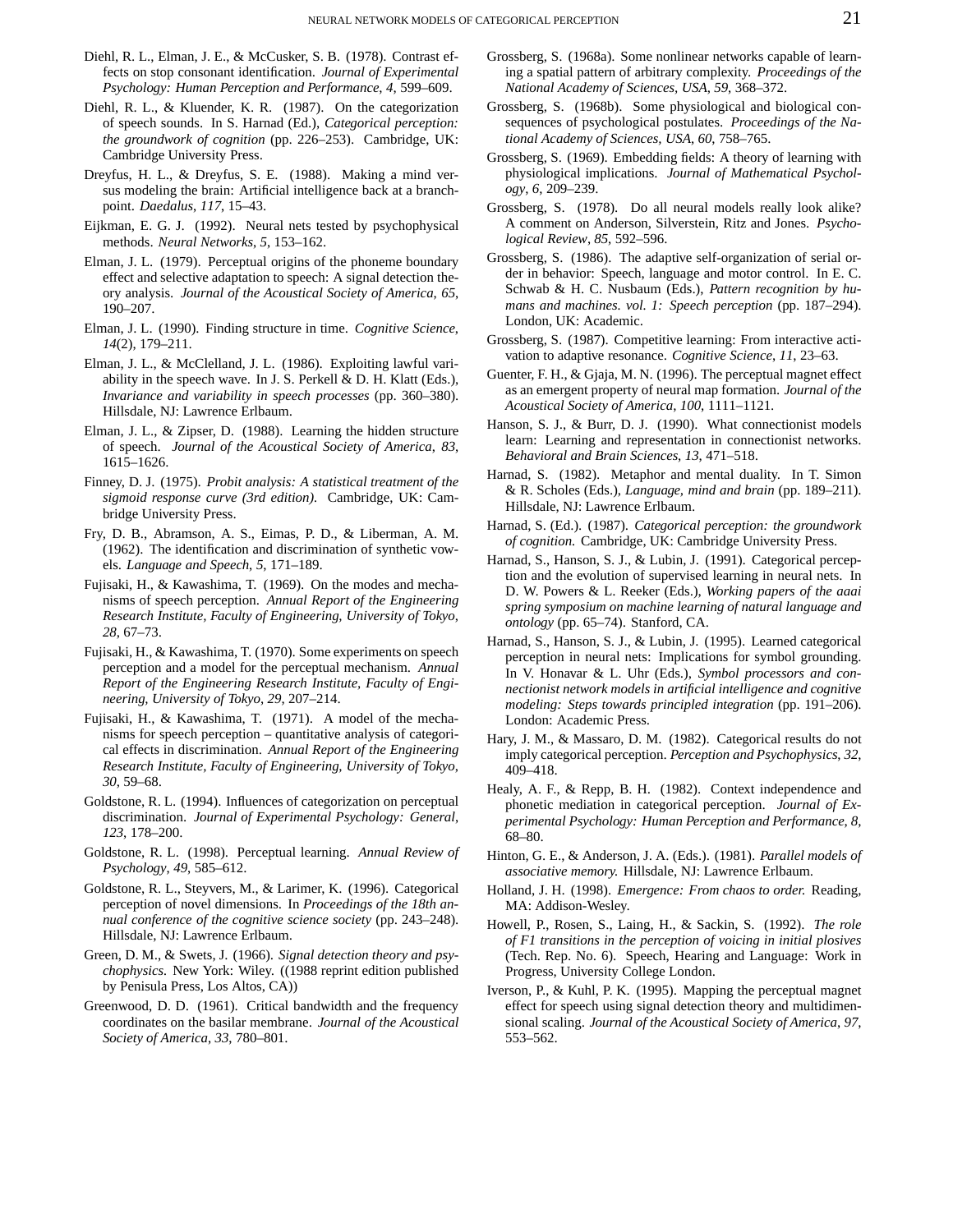Diehl, R. L., Elman, J. E., & McCusker, S. B. (1978). Contrast effects on stop consonant identification. *Journal of Experimental Psychology: Human Perception and Performance*, *4*, 599–609.

Diehl, R. L., & Kluender, K. R. (1987). On the categorization of speech sounds. In S. Harnad (Ed.), *Categorical perception: the groundwork of cognition* (pp. 226–253). Cambridge, UK: Cambridge University Press.

Dreyfus, H. L., & Dreyfus, S. E. (1988). Making a mind versus modeling the brain: Artificial intelligence back at a branchpoint. *Daedalus*, *117*, 15–43.

Eijkman, E. G. J. (1992). Neural nets tested by psychophysical methods. *Neural Networks*, *5*, 153–162.

Elman, J. L. (1979). Perceptual origins of the phoneme boundary effect and selective adaptation to speech: A signal detection theory analysis. *Journal of the Acoustical Society of America*, *65*, 190–207.

Elman, J. L. (1990). Finding structure in time. *Cognitive Science*, *14*(2), 179–211.

Elman, J. L., & McClelland, J. L. (1986). Exploiting lawful variability in the speech wave. In J. S. Perkell & D. H. Klatt (Eds.), *Invariance and variability in speech processes* (pp. 360–380). Hillsdale, NJ: Lawrence Erlbaum.

Elman, J. L., & Zipser, D. (1988). Learning the hidden structure of speech. *Journal of the Acoustical Society of America*, *83*, 1615–1626.

Finney, D. J. (1975). *Probit analysis: A statistical treatment of the sigmoid response curve (3rd edition).* Cambridge, UK: Cambridge University Press.

Fry, D. B., Abramson, A. S., Eimas, P. D., & Liberman, A. M. (1962). The identification and discrimination of synthetic vowels. *Language and Speech*, *5*, 171–189.

Fujisaki, H., & Kawashima, T. (1969). On the modes and mechanisms of speech perception. *Annual Report of the Engineering Research Institute, Faculty of Engineering, University of Tokyo*, *28*, 67–73.

Fujisaki, H., & Kawashima, T. (1970). Some experiments on speech perception and a model for the perceptual mechanism. *Annual Report of the Engineering Research Institute, Faculty of Engineering, University of Tokyo*, *29*, 207–214.

Fujisaki, H., & Kawashima, T. (1971). A model of the mechanisms for speech perception – quantitative analysis of categorical effects in discrimination. *Annual Report of the Engineering Research Institute, Faculty of Engineering, University of Tokyo*, *30*, 59–68.

Goldstone, R. L. (1994). Influences of categorization on perceptual discrimination. *Journal of Experimental Psychology: General*, *123*, 178–200.

Goldstone, R. L. (1998). Perceptual learning. *Annual Review of Psychology*, *49*, 585–612.

Goldstone, R. L., Steyvers, M., & Larimer, K. (1996). Categorical perception of novel dimensions. In *Proceedings of the 18th annual conference of the cognitive science society* (pp. 243–248). Hillsdale, NJ: Lawrence Erlbaum.

Green, D. M., & Swets, J. (1966). *Signal detection theory and psychophysics.* New York: Wiley. ((1988 reprint edition published by Penisula Press, Los Altos, CA))

Greenwood, D. D. (1961). Critical bandwidth and the frequency coordinates on the basilar membrane. *Journal of the Acoustical Society of America*, *33*, 780–801.

Grossberg, S. (1968a). Some nonlinear networks capable of learning a spatial pattern of arbitrary complexity. *Proceedings of the National Academy of Sciences, USA*, *59*, 368–372.

Grossberg, S. (1968b). Some physiological and biological consequences of psychological postulates. *Proceedings of the National Academy of Sciences, USA*, *60*, 758–765.

Grossberg, S. (1969). Embedding fields: A theory of learning with physiological implications. *Journal of Mathematical Psychology*, *6*, 209–239.

Grossberg, S. (1978). Do all neural models really look alike? A comment on Anderson, Silverstein, Ritz and Jones. *Psychological Review*, *85*, 592–596.

Grossberg, S. (1986). The adaptive self-organization of serial order in behavior: Speech, language and motor control. In E. C. Schwab & H. C. Nusbaum (Eds.), *Pattern recognition by humans and machines. vol. 1: Speech perception* (pp. 187–294). London, UK: Academic.

Grossberg, S. (1987). Competitive learning: From interactive activation to adaptive resonance. *Cognitive Science*, *11*, 23–63.

Guenter, F. H., & Gjaja, M. N. (1996). The perceptual magnet effect as an emergent property of neural map formation. *Journal of the Acoustical Society of America*, *100*, 1111–1121.

Hanson, S. J., & Burr, D. J. (1990). What connectionist models learn: Learning and representation in connectionist networks. *Behavioral and Brain Sciences*, *13*, 471–518.

Harnad, S. (1982). Metaphor and mental duality. In T. Simon & R. Scholes (Eds.), *Language, mind and brain* (pp. 189–211). Hillsdale, NJ: Lawrence Erlbaum.

Harnad, S. (Ed.). (1987). *Categorical perception: the groundwork of cognition.* Cambridge, UK: Cambridge University Press.

Harnad, S., Hanson, S. J., & Lubin, J. (1991). Categorical perception and the evolution of supervised learning in neural nets. In D. W. Powers & L. Reeker (Eds.), *Working papers of the aaai spring symposium on machine learning of natural language and ontology* (pp. 65–74). Stanford, CA.

Harnad, S., Hanson, S. J., & Lubin, J. (1995). Learned categorical perception in neural nets: Implications for symbol grounding. In V. Honavar & L. Uhr (Eds.), *Symbol processors and connectionist network models in artificial intelligence and cognitive modeling: Steps towards principled integration* (pp. 191–206). London: Academic Press.

Hary, J. M., & Massaro, D. M. (1982). Categorical results do not imply categorical perception. *Perception and Psychophysics*, *32*, 409–418.

Healy, A. F., & Repp, B. H. (1982). Context independence and phonetic mediation in categorical perception. *Journal of Experimental Psychology: Human Perception and Performance*, *8*, 68–80.

Hinton, G. E., & Anderson, J. A. (Eds.). (1981). *Parallel models of associative memory.* Hillsdale, NJ: Lawrence Erlbaum.

Holland, J. H. (1998). *Emergence: From chaos to order.* Reading, MA: Addison-Wesley.

Howell, P., Rosen, S., Laing, H., & Sackin, S. (1992). *The role of F1 transitions in the perception of voicing in initial plosives* (Tech. Rep. No. 6). Speech, Hearing and Language: Work in Progress, University College London.

Iverson, P., & Kuhl, P. K. (1995). Mapping the perceptual magnet effect for speech using signal detection theory and multidimensional scaling. *Journal of the Acoustical Society of America*, *97*, 553–562.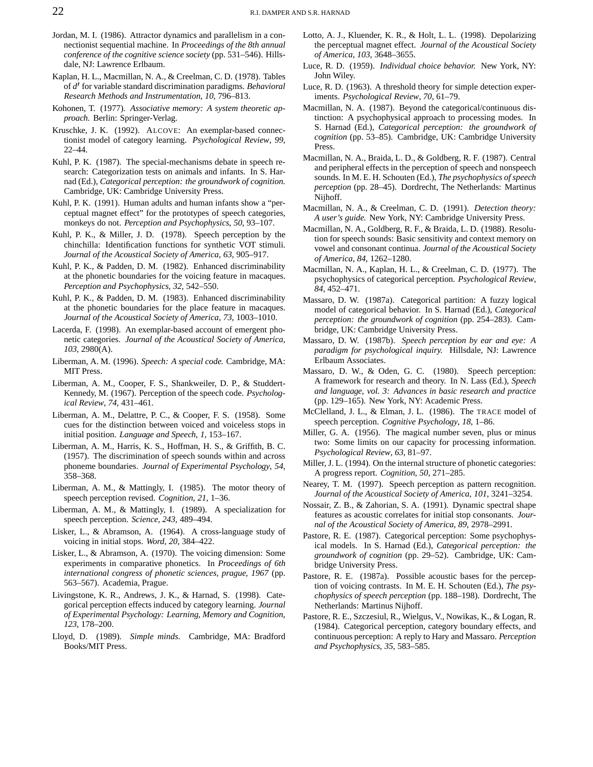Jordan, M. I. (1986). Attractor dynamics and parallelism in a connectionist sequential machine. In *Proceedings of the 8th annual conference of the cognitive science society* (pp. 531–546). Hillsdale, NJ: Lawrence Erlbaum.

Kaplan, H. L., Macmillan, N. A., & Creelman, C. D. (1978). Tables of $d'$ for variable standard discrimination paradigms. *Behavioral Research Methods and Instrumentation*, *10*, 796–813.

Kohonen, T. (1977). *Associative memory: A system theoretic approach.* Berlin: Springer-Verlag.

Kruschke, J. K. (1992). ALCOVE: An exemplar-based connectionist model of category learning. *Psychological Review*, *99*, 22–44.

Kuhl, P. K. (1987). The special-mechanisms debate in speech research: Categorization tests on animals and infants. In S. Harnad (Ed.), *Categorical perception: the groundwork of cognition.* Cambridge, UK: Cambridge University Press.

Kuhl, P. K. (1991). Human adults and human infants show a "perceptual magnet effect" for the prototypes of speech categories, monkeys do not. *Perception and Psychophysics*, *50*, 93–107.

Kuhl, P. K., & Miller, J. D. (1978). Speech perception by the chinchilla: Identification functions for synthetic VOT stimuli. *Journal of the Acoustical Society of America*, *63*, 905–917.

Kuhl, P. K., & Padden, D. M. (1982). Enhanced discriminability at the phonetic boundaries for the voicing feature in macaques. *Perception and Psychophysics*, *32*, 542–550.

Kuhl, P. K., & Padden, D. M. (1983). Enhanced discriminability at the phonetic boundaries for the place feature in macaques. *Journal of the Acoustical Society of America*, *73*, 1003–1010.

Lacerda, F. (1998). An exemplar-based account of emergent phonetic categories. *Journal of the Acoustical Society of America*, *103*, 2980(A).

Liberman, A. M. (1996). *Speech: A special code.* Cambridge, MA: MIT Press.

Liberman, A. M., Cooper, F. S., Shankweiler, D. P., & Studdert-Kennedy, M. (1967). Perception of the speech code. *Psychological Review*, *74*, 431–461.

Liberman, A. M., Delattre, P. C., & Cooper, F. S. (1958). Some cues for the distinction between voiced and voiceless stops in initial position. *Language and Speech*, *1*, 153–167.

Liberman, A. M., Harris, K. S., Hoffman, H. S., & Griffith, B. C. (1957). The discrimination of speech sounds within and across phoneme boundaries. *Journal of Experimental Psychology*, *54*, 358–368.

Liberman, A. M., & Mattingly, I. (1985). The motor theory of speech perception revised. *Cognition*, *21*, 1–36.

Liberman, A. M., & Mattingly, I. (1989). A specialization for speech perception. *Science*, *243*, 489–494.

Lisker, L., & Abramson, A. (1964). A cross-language study of voicing in initial stops. *Word*, *20*, 384–422.

Lisker, L., & Abramson, A. (1970). The voicing dimension: Some experiments in comparative phonetics. In *Proceedings of 6th international congress of phonetic sciences, prague, 1967* (pp. 563–567). Academia, Prague.

Livingstone, K. R., Andrews, J. K., & Harnad, S. (1998). Categorical perception effects induced by category learning. *Journal of Experimental Psychology: Learning, Memory and Cognition*, *123*, 178–200.

Lloyd, D. (1989). *Simple minds.* Cambridge, MA: Bradford Books/MIT Press.

Lotto, A. J., Kluender, K. R., & Holt, L. L. (1998). Depolarizing the perceptual magnet effect. *Journal of the Acoustical Society of America*, *103*, 3648–3655.

Luce, R. D. (1959). *Individual choice behavior.* New York, NY: John Wiley.

Luce, R. D. (1963). A threshold theory for simple detection experiments. *Psychological Review*, *70*, 61–79.

Macmillan, N. A. (1987). Beyond the categorical/continuous distinction: A psychophysical approach to processing modes. In S. Harnad (Ed.), *Categorical perception: the groundwork of cognition* (pp. 53–85). Cambridge, UK: Cambridge University Press.

Macmillan, N. A., Braida, L. D., & Goldberg, R. F. (1987). Central and peripheral effects in the perception of speech and nonspeech sounds. In M. E. H. Schouten (Ed.), *The psychophysics of speech perception* (pp. 28–45). Dordrecht, The Netherlands: Martinus Nijhoff.

Macmillan, N. A., & Creelman, C. D. (1991). *Detection theory: A user's guide.* New York, NY: Cambridge University Press.

Macmillan, N. A., Goldberg, R. F., & Braida, L. D. (1988). Resolution for speech sounds: Basic sensitivity and context memory on vowel and consonant continua. *Journal of the Acoustical Society of America*, *84*, 1262–1280.

Macmillan, N. A., Kaplan, H. L., & Creelman, C. D. (1977). The psychophysics of categorical perception. *Psychological Review*, *84*, 452–471.

Massaro, D. W. (1987a). Categorical partition: A fuzzy logical model of categorical behavior. In S. Harnad (Ed.), *Categorical perception: the groundwork of cognition* (pp. 254–283). Cambridge, UK: Cambridge University Press.

Massaro, D. W. (1987b). *Speech perception by ear and eye: A paradigm for psychological inquiry.* Hillsdale, NJ: Lawrence Erlbaum Associates.

Massaro, D. W., & Oden, G. C. (1980). Speech perception: A framework for research and theory. In N. Lass (Ed.), *Speech and language, vol. 3: Advances in basic research and practice* (pp. 129–165). New York, NY: Academic Press.

McClelland, J. L., & Elman, J. L. (1986). The TRACE model of speech perception. *Cognitive Psychology*, *18*, 1–86.

Miller, G. A. (1956). The magical number seven, plus or minus two: Some limits on our capacity for processing information. *Psychological Review*, *63*, 81–97.

Miller, J. L. (1994). On the internal structure of phonetic categories: A progress report. *Cognition*, *50*, 271–285.

Nearey, T. M. (1997). Speech perception as pattern recognition. *Journal of the Acoustical Society of America*, *101*, 3241–3254.

Nossair, Z. B., & Zahorian, S. A. (1991). Dynamic spectral shape features as acoustic correlates for initial stop consonants. *Journal of the Acoustical Society of America*, *89*, 2978–2991.

Pastore, R. E. (1987). Categorical perception: Some psychophysical models. In S. Harnad (Ed.), *Categorical perception: the groundwork of cognition* (pp. 29–52). Cambridge, UK: Cambridge University Press.

Pastore, R. E. (1987a). Possible acoustic bases for the perception of voicing contrasts. In M. E. H. Schouten (Ed.), *The psychophysics of speech perception* (pp. 188–198). Dordrecht, The Netherlands: Martinus Nijhoff.

Pastore, R. E., Szczesiul, R., Wielgus, V., Nowikas, K., & Logan, R. (1984). Categorical perception, category boundary effects, and continuous perception: A reply to Hary and Massaro. *Perception and Psychophysics*, *35*, 583–585.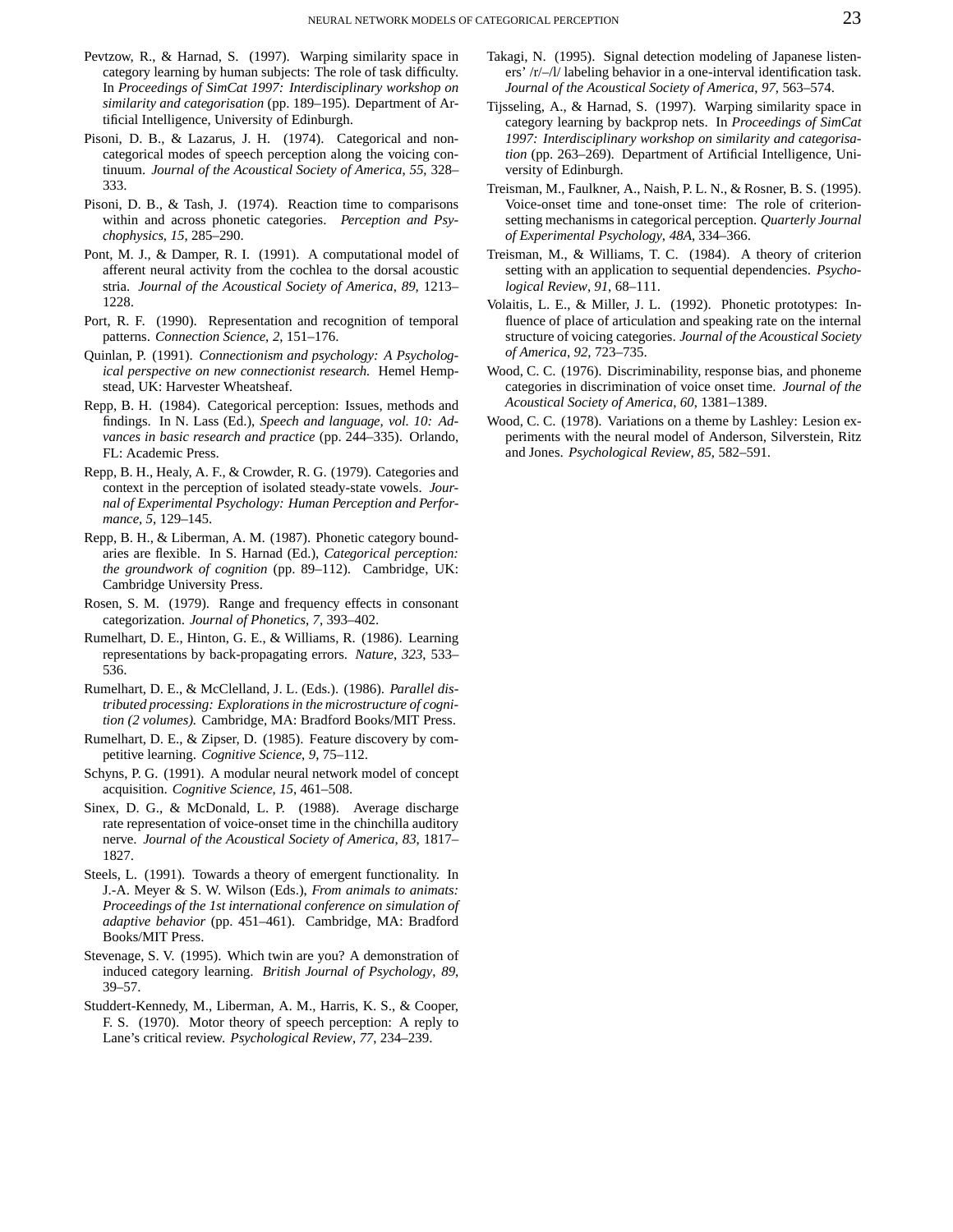Pevtzow, R., & Harnad, S. (1997). Warping similarity space in category learning by human subjects: The role of task difficulty. In *Proceedings of SimCat 1997: Interdisciplinary workshop on similarity and categorisation* (pp. 189–195). Department of Artificial Intelligence, University of Edinburgh.

Pisoni, D. B., & Lazarus, J. H. (1974). Categorical and noncategorical modes of speech perception along the voicing continuum. *Journal of the Acoustical Society of America*, *55*, 328–333.

Pisoni, D. B., & Tash, J. (1974). Reaction time to comparisons within and across phonetic categories. *Perception and Psychophysics*, *15*, 285–290.

Pont, M. J., & Damper, R. I. (1991). A computational model of afferent neural activity from the cochlea to the dorsal acoustic stria. *Journal of the Acoustical Society of America*, *89*, 1213–1228.

Port, R. F. (1990). Representation and recognition of temporal patterns. *Connection Science*, *2*, 151–176.

Quinlan, P. (1991). *Connectionism and psychology: A Psychological perspective on new connectionist research.* Hemel Hempstead, UK: Harvester Wheatsheaf.

Repp, B. H. (1984). Categorical perception: Issues, methods and findings. In N. Lass (Ed.), *Speech and language, vol. 10: Advances in basic research and practice* (pp. 244–335). Orlando, FL: Academic Press.

Repp, B. H., Healy, A. F., & Crowder, R. G. (1979). Categories and context in the perception of isolated steady-state vowels. *Journal of Experimental Psychology: Human Perception and Performance*, *5*, 129–145.

Repp, B. H., & Liberman, A. M. (1987). Phonetic category boundaries are flexible. In S. Harnad (Ed.), *Categorical perception: the groundwork of cognition* (pp. 89–112). Cambridge, UK: Cambridge University Press.

Rosen, S. M. (1979). Range and frequency effects in consonant categorization. *Journal of Phonetics*, *7*, 393–402.

Rumelhart, D. E., Hinton, G. E., & Williams, R. (1986). Learning representations by back-propagating errors. *Nature*, *323*, 533–536.

Rumelhart, D. E., & McClelland, J. L. (Eds.). (1986). *Parallel distributed processing: Explorations in the microstructure of cognition (2 volumes).* Cambridge, MA: Bradford Books/MIT Press.

Rumelhart, D. E., & Zipser, D. (1985). Feature discovery by competitive learning. *Cognitive Science*, *9*, 75–112.

Schyns, P. G. (1991). A modular neural network model of concept acquisition. *Cognitive Science*, *15*, 461–508.

Sinex, D. G., & McDonald, L. P. (1988). Average discharge rate representation of voice-onset time in the chinchilla auditory nerve. *Journal of the Acoustical Society of America*, *83*, 1817–1827.

Steels, L. (1991). Towards a theory of emergent functionality. In J.-A. Meyer & S. W. Wilson (Eds.), *From animals to animats: Proceedings of the 1st international conference on simulation of adaptive behavior* (pp. 451–461). Cambridge, MA: Bradford Books/MIT Press.

Stevenage, S. V. (1995). Which twin are you? A demonstration of induced category learning. *British Journal of Psychology*, *89*, 39–57.

Studdert-Kennedy, M., Liberman, A. M., Harris, K. S., & Cooper, F. S. (1970). Motor theory of speech perception: A reply to Lane's critical review. *Psychological Review*, *77*, 234–239.

Takagi, N. (1995). Signal detection modeling of Japanese listeners' /r/–/l/ labeling behavior in a one-interval identification task. *Journal of the Acoustical Society of America*, *97*, 563–574.

Tijsseling, A., & Harnad, S. (1997). Warping similarity space in category learning by backprop nets. In *Proceedings of SimCat 1997: Interdisciplinary workshop on similarity and categorisation* (pp. 263–269). Department of Artificial Intelligence, University of Edinburgh.

Treisman, M., Faulkner, A., Naish, P. L. N., & Rosner, B. S. (1995). Voice-onset time and tone-onset time: The role of criterion-setting mechanisms in categorical perception. *Quarterly Journal of Experimental Psychology*, *48A*, 334–366.

Treisman, M., & Williams, T. C. (1984). A theory of criterion setting with an application to sequential dependencies. *Psychological Review*, *91*, 68–111.

Volaitis, L. E., & Miller, J. L. (1992). Phonetic prototypes: Influence of place of articulation and speaking rate on the internal structure of voicing categories. *Journal of the Acoustical Society of America*, *92*, 723–735.

Wood, C. C. (1976). Discriminability, response bias, and phoneme categories in discrimination of voice onset time. *Journal of the Acoustical Society of America*, *60*, 1381–1389.

Wood, C. C. (1978). Variations on a theme by Lashley: Lesion experiments with the neural model of Anderson, Silverstein, Ritz and Jones. *Psychological Review*, *85*, 582–591.